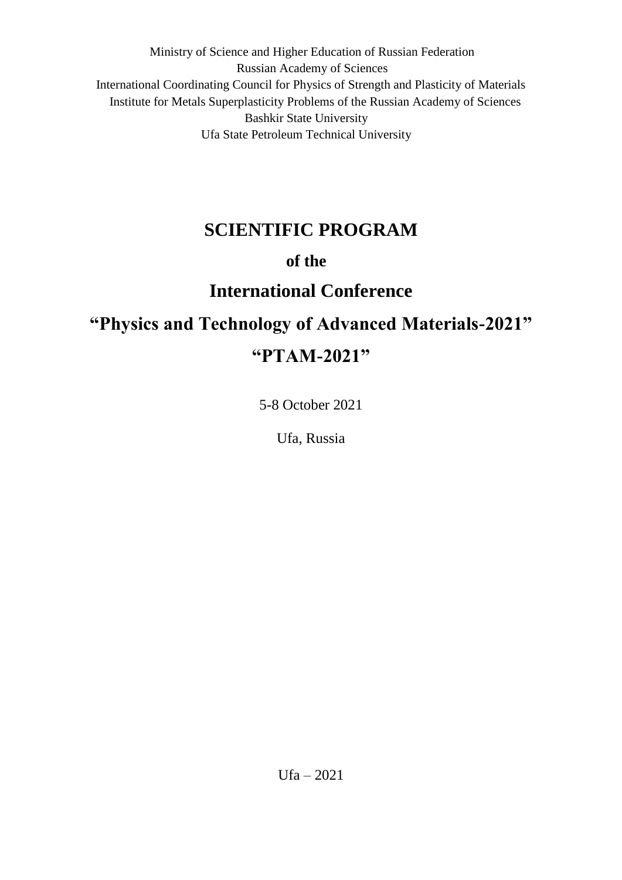Ministry of Science and Higher Education of Russian Federation
Russian Academy of Sciences
International Coordinating Council for Physics of Strength and Plasticity of Materials
Institute for Metals Superplasticity Problems of the Russian Academy of Sciences
Bashkir State University
Ufa State Petroleum Technical University

# SCIENTIFIC PROGRAM

## of the

# International Conference

# “Physics and Technology of Advanced Materials-2021”

# “PTAM-2021”

5-8 October 2021

Ufa, Russia

Ufa – 2021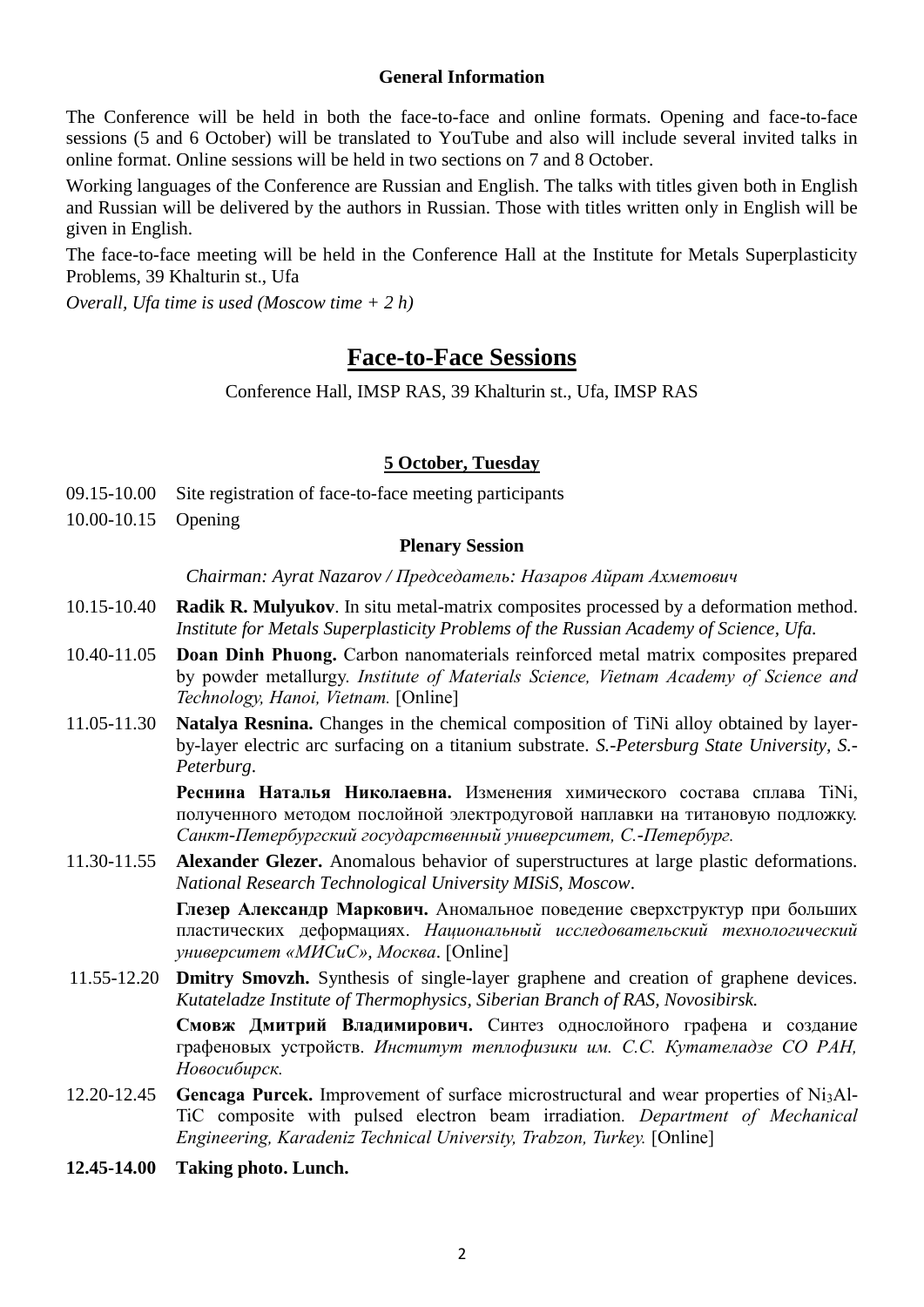### General Information

The Conference will be held in both the face-to-face and online formats. Opening and face-to-face sessions (5 and 6 October) will be translated to YouTube and also will include several invited talks in online format. Online sessions will be held in two sections on 7 and 8 October.

Working languages of the Conference are Russian and English. The talks with titles given both in English and Russian will be delivered by the authors in Russian. Those with titles written only in English will be given in English.

The face-to-face meeting will be held in the Conference Hall at the Institute for Metals Superplasticity Problems, 39 Khalturin st., Ufa

*Overall, Ufa time is used (Moscow time + 2 h)*

# Face-to-Face Sessions

Conference Hall, IMSP RAS, 39 Khalturin st., Ufa, IMSP RAS

## 5 October, Tuesday

09.15-10.00 Site registration of face-to-face meeting participants

10.00-10.15 Opening

### Plenary Session

*Chairman: Ayrat Nazarov / Председатель: Назаров Айрат Ахметович*

10.15-10.40 **Radik R. Mulyukov**. In situ metal-matrix composites processed by a deformation method. *Institute for Metals Superplasticity Problems of the Russian Academy of Science, Ufa.*

10.40-11.05 **Doan Dinh Phuong.** Carbon nanomaterials reinforced metal matrix composites prepared by powder metallurgy. *Institute of Materials Science, Vietnam Academy of Science and Technology, Hanoi, Vietnam.* [Online]

11.05-11.30 **Natalya Resnina.** Changes in the chemical composition of TiNi alloy obtained by layer-by-layer electric arc surfacing on a titanium substrate. *S.-Petersburg State University, S.-Peterburg*.

**Реснина Наталья Николаевна.** Изменения химического состава сплава TiNi, полученного методом послойной электродуговой наплавки на титановую подложку. *Санкт-Петербургский государственный университет, С.-Петербург.*

11.30-11.55 **Alexander Glezer.** Anomalous behavior of superstructures at large plastic deformations. *National Research Technological University MISiS, Moscow*.

**Глезер Александр Маркович.** Аномальное поведение сверхструктур при больших пластических деформациях. *Национальный исследовательский технологический университет «МИСиС», Москва*. [Online]

11.55-12.20 **Dmitry Smovzh.** Synthesis of single-layer graphene and creation of graphene devices. *Kutateladze Institute of Thermophysics, Siberian Branch of RAS, Novosibirsk.*

**Смовж Дмитрий Владимирович.** Синтез однослойного графена и создание графеновых устройств. *Институт теплофизики им. С.С. Кутателадзе СО РАН, Новосибирск.*

12.20-12.45 **Gencaga Purcek.** Improvement of surface microstructural and wear properties of $Ni_3Al$-TiC composite with pulsed electron beam irradiation. *Department of Mechanical Engineering, Karadeniz Technical University, Trabzon, Turkey.* [Online]

**12.45-14.00 Taking photo. Lunch.**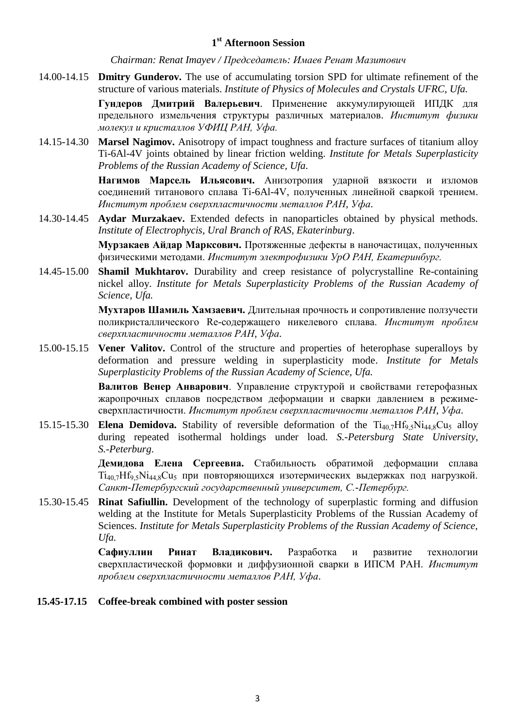## 1st Afternoon Session

*Chairman: Renat Imayev / Председатель: Имаев Ренат Мазитович*

14.00-14.15 **Dmitry Gunderov.** The use of accumulating torsion SPD for ultimate refinement of the structure of various materials. *Institute of Physics of Molecules and Crystals UFRC, Ufa.*

**Гундеров Дмитрий Валерьевич**. Применение аккумулирующей ИПДК для предельного измельчения структуры различных материалов. *Институт физики молекул и кристаллов УФИЦ РАН, Уфа.*

14.15-14.30 **Marsel Nagimov.** Anisotropy of impact toughness and fracture surfaces of titanium alloy Ti-6Al-4V joints obtained by linear friction welding. *Institute for Metals Superplasticity Problems of the Russian Academy of Science, Ufa.*

**Нагимов Марсель Ильясович.** Анизотропия ударной вязкости и изломов соединений титанового сплава Ti-6Al-4V, полученных линейной сваркой трением. *Институт проблем сверхпластичности металлов РАН, Уфа*.

14.30-14.45 **Aydar Murzakaev.** Extended defects in nanoparticles obtained by physical methods. *Institute of Electrophycis, Ural Branch of RAS, Ekaterinburg*.

**Мурзакаев Айдар Марксович.** Протяженные дефекты в наночастицах, полученных физическими методами. *Институт электрофизики УрО РАН, Екатеринбург.*

14.45-15.00 **Shamil Mukhtarov.** Durability and creep resistance of polycrystalline Re-containing nickel alloy. *Institute for Metals Superplasticity Problems of the Russian Academy of Science, Ufa.*

**Мухтаров Шамиль Хамзаевич.** Длительная прочность и сопротивление ползучести поликристаллического Re-содержащего никелевого сплава. *Институт проблем сверхпластичности металлов РАН, Уфа*.

15.00-15.15 **Vener Valitov.** Control of the structure and properties of heterophase superalloys by deformation and pressure welding in superplasticity mode. *Institute for Metals Superplasticity Problems of the Russian Academy of Science, Ufa.*

**Валитов Венер Анварович**. Управление структурой и свойствами гетерофазных жаропрочных сплавов посредством деформации и сварки давлением в режиме-сверхпластичности. *Институт проблем сверхпластичности металлов РАН, Уфа*.

15.15-15.30 **Elena Demidova.** Stability of reversible deformation of the $Ti_{40,7}Hf_{9,5}Ni_{44,8}Cu_5$ alloy during repeated isothermal holdings under load. *S.-Petersburg State University, S.-Peterburg.*

**Демидова Елена Сергеевна.** Стабильность обратимой деформации сплава $Ti_{40,7}Hf_{9,5}Ni_{44,8}Cu_5$ при повторяющихся изотермических выдержках под нагрузкой. *Санкт-Петербургский государственный университет, С.-Петербург.*

15.30-15.45 **Rinat Safiullin.** Development of the technology of superplastic forming and diffusion welding at the Institute for Metals Superplasticity Problems of the Russian Academy of Sciences. *Institute for Metals Superplasticity Problems of the Russian Academy of Science, Ufa.*

**Сафиуллин Ринат Владикович.** Разработка и развитие технологии сверхпластической формовки и диффузионной сварки в ИПСМ РАН. *Институт проблем сверхпластичности металлов РАН, Уфа*.

**15.45-17.15 Coffee-break combined with poster session**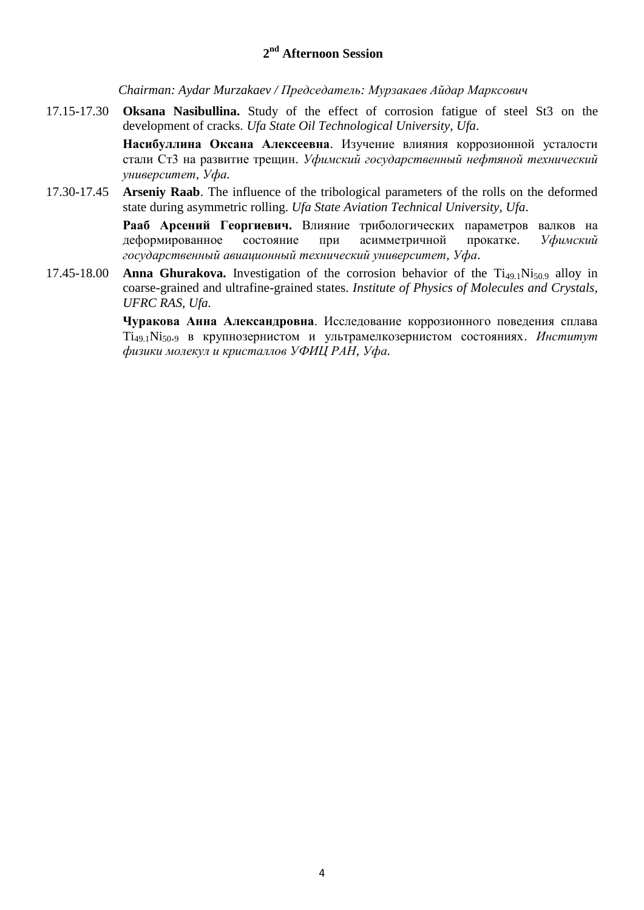## 2[nd] Afternoon Session

*Chairman: Aydar Murzakaev / Председатель: Мурзакаев Айдар Марксович*

17.15-17.30 **Oksana Nasibullina.** Study of the effect of corrosion fatigue of steel St3 on the development of cracks. *Ufa State Oil Technological University, Ufa.*

**Насибуллина Оксана Алексеевна**. Изучение влияния коррозионной усталости стали Ст3 на развитие трещин. *Уфимский государственный нефтяной технический университет, Уфа.*

17.30-17.45 **Arseniy Raab**. The influence of the tribological parameters of the rolls on the deformed state during asymmetric rolling. *Ufa State Aviation Technical University, Ufa.*

**Рааб Арсений Георгиевич.** Влияние трибологических параметров валков на деформированное состояние при асимметричной прокатке. *Уфимский государственный авиационный технический университет, Уфа.*

17.45-18.00 **Anna Ghurakova.** Investigation of the corrosion behavior of the $Ti_{49.1}Ni_{50.9}$ alloy in coarse-grained and ultrafine-grained states. *Institute of Physics of Molecules and Crystals, UFRC RAS, Ufa.*

**Чуракова Анна Александровна**. Исследование коррозионного поведения сплава $Ti_{49.1}Ni_{50.9}$ в крупнозернистом и ультрамелкозернистом состояниях. *Институт физики молекул и кристаллов УФИЦ РАН, Уфа.*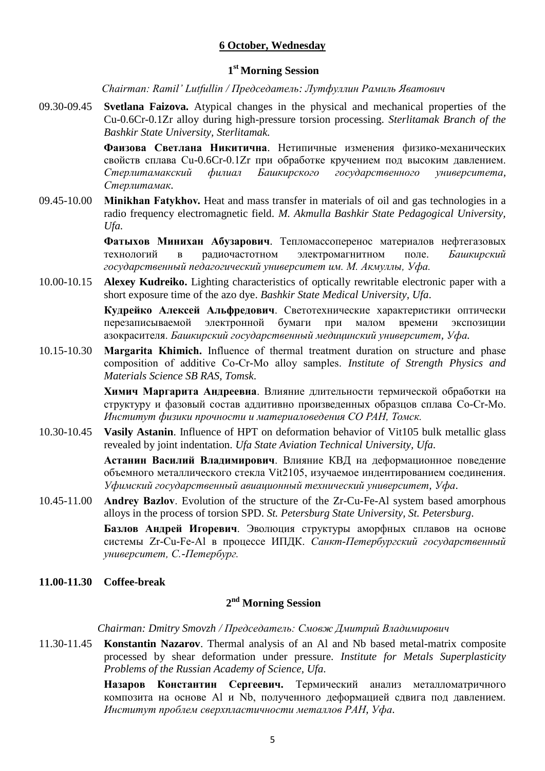## 6 October, Wednesday

### 1st Morning Session

*Chairman: Ramil' Lutfullin / Председатель: Лутфуллин Рамиль Яватович*

09.30-09.45 **Svetlana Faizova.** Atypical changes in the physical and mechanical properties of the Cu-0.6Cr-0.1Zr alloy during high-pressure torsion processing. *Sterlitamak Branch of the Bashkir State University, Sterlitamak.*

**Фаизова Светлана Никитична**. Нетипичные изменения физико-механических свойств сплава Cu-0.6Cr-0.1Zr при обработке кручением под высоким давлением. *Стерлитамакский филиал Башкирского государственного университета, Стерлитамак.*

09.45-10.00 **Minikhan Fatykhov.** Heat and mass transfer in materials of oil and gas technologies in a radio frequency electromagnetic field. *M. Akmulla Bashkir State Pedagogical University, Ufa.*

**Фатыхов Минихан Абузарович**. Тепломассоперенос материалов нефтегазовых технологий в радиочастотном электромагнитном поле. *Башкирский государственный педагогический университет им. М. Акмуллы, Уфа.*

10.00-10.15 **Alexey Kudreiko.** Lighting characteristics of optically rewritable electronic paper with a short exposure time of the azo dye. *Bashkir State Medical University, Ufa.*

**Кудрейко Алексей Альфредович**. Светотехнические характеристики оптически перезаписываемой электронной бумаги при малом времени экспозиции азокрасителя. *Башкирский государственный медицинский университет, Уфа.*

10.15-10.30 **Margarita Khimich.** Influence of thermal treatment duration on structure and phase composition of additive Co-Cr-Mo alloy samples. *Institute of Strength Physics and Materials Science SB RAS, Tomsk.*

**Химич Маргарита Андреевна**. Влияние длительности термической обработки на структуру и фазовый состав аддитивно произведенных образцов сплава Co-Cr-Mo. *Институт физики прочности и материаловедения СО РАН, Томск.*

10.30-10.45 **Vasily Astanin**. Influence of HPT on deformation behavior of Vit105 bulk metallic glass revealed by joint indentation. *Ufa State Aviation Technical University, Ufa.*

**Астанин Василий Владимирович**. Влияние КВД на деформационное поведение объемного металлического стекла Vit2105, изучаемое индентированием соединения. *Уфимский государственный авиационный технический университет, Уфа.*

10.45-11.00 **Andrey Bazlov**. Evolution of the structure of the Zr-Cu-Fe-Al system based amorphous alloys in the process of torsion SPD. *St. Petersburg State University, St. Petersburg.*

**Базлов Андрей Игоревич**. Эволюция структуры аморфных сплавов на основе системы Zr-Cu-Fe-Al в процессе ИПДК. *Санкт-Петербургский государственный университет, С.-Петербург.*

**11.00-11.30 Coffee-break**

### 2nd Morning Session

*Chairman: Dmitry Smovzh / Председатель: Смовж Дмитрий Владимирович*

11.30-11.45 **Konstantin Nazarov**. Thermal analysis of an Al and Nb based metal-matrix composite processed by shear deformation under pressure. *Institute for Metals Superplasticity Problems of the Russian Academy of Science, Ufa.*

**Назаров Константин Сергеевич.** Термический анализ металломатричного композита на основе Al и Nb, полученного деформацией сдвига под давлением. *Институт проблем сверхпластичности металлов РАН, Уфа.*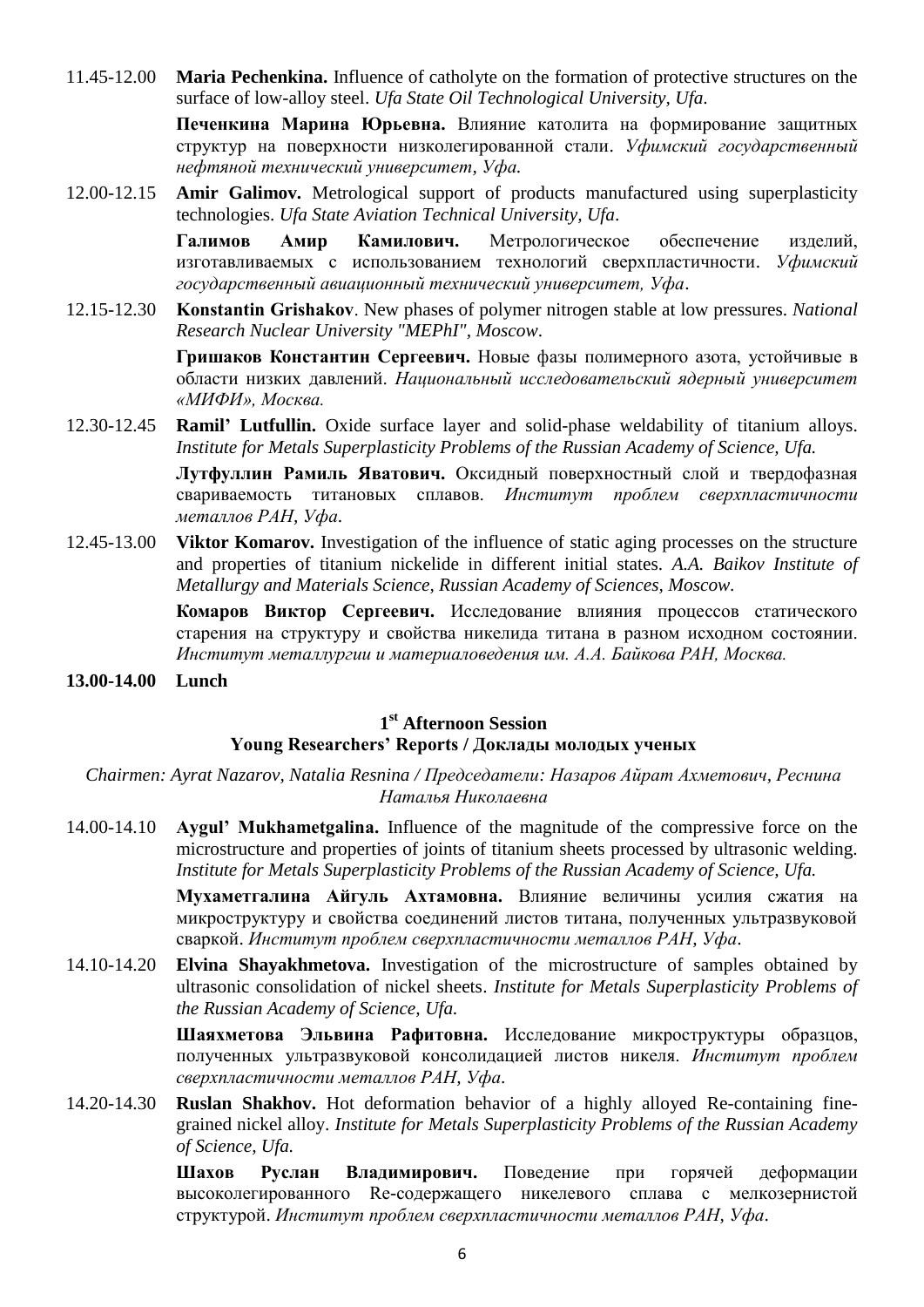11.45-12.00 **Maria Pechenkina.** Influence of catholyte on the formation of protective structures on the surface of low-alloy steel. *Ufa State Oil Technological University, Ufa.*

**Печенкина Марина Юрьевна.** Влияние католита на формирование защитных структур на поверхности низколегированной стали. *Уфимский государственный нефтяной технический университет, Уфа.*

12.00-12.15 **Amir Galimov.** Metrological support of products manufactured using superplasticity technologies. *Ufa State Aviation Technical University, Ufa.*

**Галимов Амир Камилович.** Метрологическое обеспечение изделий, изготавливаемых с использованием технологий сверхпластичности. *Уфимский государственный авиационный технический университет, Уфа.*

12.15-12.30 **Konstantin Grishakov**. New phases of polymer nitrogen stable at low pressures. *National Research Nuclear University "MEPhI", Moscow.*

**Гришаков Константин Сергеевич.** Новые фазы полимерного азота, устойчивые в области низких давлений. *Национальный исследовательский ядерный университет «МИФИ», Москва.*

12.30-12.45 **Ramil' Lutfullin.** Oxide surface layer and solid-phase weldability of titanium alloys. *Institute for Metals Superplasticity Problems of the Russian Academy of Science, Ufa.*

**Лутфуллин Рамиль Яватович.** Оксидный поверхностный слой и твердофазная свариваемость титановых сплавов. *Институт проблем сверхпластичности металлов РАН, Уфа.*

12.45-13.00 **Viktor Komarov.** Investigation of the influence of static aging processes on the structure and properties of titanium nickelide in different initial states. *A.A. Baikov Institute of Metallurgy and Materials Science, Russian Academy of Sciences, Moscow.*

**Комаров Виктор Сергеевич.** Исследование влияния процессов статического старения на структуру и свойства никелида титана в разном исходном состоянии. *Институт металлургии и материаловедения им. А.А. Байкова РАН, Москва.*

**13.00-14.00 Lunch**

## 1st Afternoon Session
## Young Researchers' Reports / Доклады молодых ученых

*Chairmen: Ayrat Nazarov, Natalia Resnina / Председатели: Назаров Айрат Ахметович, Реснина Наталья Николаевна*

14.00-14.10 **Aygul' Mukhametgalina.** Influence of the magnitude of the compressive force on the microstructure and properties of joints of titanium sheets processed by ultrasonic welding. *Institute for Metals Superplasticity Problems of the Russian Academy of Science, Ufa.*

**Мухаметгалина Айгуль Ахтамовна.** Влияние величины усилия сжатия на микроструктуру и свойства соединений листов титана, полученных ультразвуковой сваркой. *Институт проблем сверхпластичности металлов РАН, Уфа.*

14.10-14.20 **Elvina Shayakhmetova.** Investigation of the microstructure of samples obtained by ultrasonic consolidation of nickel sheets. *Institute for Metals Superplasticity Problems of the Russian Academy of Science, Ufa.*

**Шаяхметова Эльвина Рафитовна.** Исследование микроструктуры образцов, полученных ультразвуковой консолидацией листов никеля. *Институт проблем сверхпластичности металлов РАН, Уфа.*

14.20-14.30 **Ruslan Shakhov.** Hot deformation behavior of a highly alloyed Re-containing fine-grained nickel alloy. *Institute for Metals Superplasticity Problems of the Russian Academy of Science, Ufa.*

**Шахов Руслан Владимирович.** Поведение при горячей деформации высоколегированного Re-содержащего никелевого сплава с мелкозернистой структурой. *Институт проблем сверхпластичности металлов РАН, Уфа.*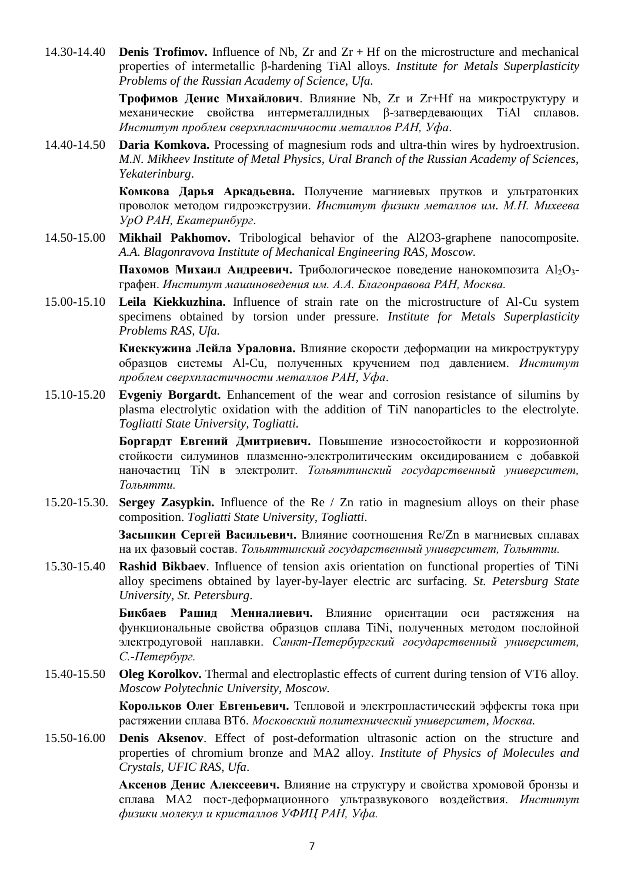14.30-14.40 **Denis Trofimov.** Influence of Nb, Zr and Zr + Hf on the microstructure and mechanical properties of intermetallic β-hardening TiAl alloys. *Institute for Metals Superplasticity Problems of the Russian Academy of Science, Ufa.*

**Трофимов Денис Михайлович**. Влияние Nb, Zr и Zr+Hf на микроструктуру и механические свойства интерметаллидных β-затвердевающих TiAl сплавов. *Институт проблем сверхпластичности металлов РАН, Уфа*.

14.40-14.50 **Daria Komkova.** Processing of magnesium rods and ultra-thin wires by hydroextrusion. *M.N. Mikheev Institute of Metal Physics, Ural Branch of the Russian Academy of Sciences, Yekaterinburg*.

**Комкова Дарья Аркадьевна.** Получение магниевых прутков и ультратонких проволок методом гидроэкструзии. *Институт физики металлов им. М.Н. Михеева УрО РАН, Екатеринбург*.

14.50-15.00 **Mikhail Pakhomov.** Tribological behavior of the Al2O3-graphene nanocomposite. *A.A. Blagonravova Institute of Mechanical Engineering RAS, Moscow.*

**Пахомов Михаил Андреевич.** Трибологическое поведение нанокомпозита $Al_2O_3$-графен. *Институт машиноведения им. А.А. Благонравова РАН, Москва.*

15.00-15.10 **Leila Kiekkuzhina.** Influence of strain rate on the microstructure of Al-Cu system specimens obtained by torsion under pressure. *Institute for Metals Superplasticity Problems RAS, Ufa.*

**Киеккужина Лейла Ураловна.** Влияние скорости деформации на микроструктуру образцов системы Al-Cu, полученных кручением под давлением. *Институт проблем сверхпластичности металлов РАН, Уфа*.

15.10-15.20 **Evgeniy Borgardt.** Enhancement of the wear and corrosion resistance of silumins by plasma electrolytic oxidation with the addition of TiN nanoparticles to the electrolyte. *Togliatti State University, Togliatti.*

**Боргардт Евгений Дмитриевич.** Повышение износостойкости и коррозионной стойкости силуминов плазменно-электролитическим оксидированием с добавкой наночастиц TiN в электролит. *Тольяттинский государственный университет, Тольятти.*

15.20-15.30. **Sergey Zasypkin.** Influence of the Re / Zn ratio in magnesium alloys on their phase composition. *Togliatti State University, Togliatti*.

**Засыпкин Сергей Васильевич.** Влияние соотношения Re/Zn в магниевых сплавах на их фазовый состав. *Тольяттинский государственный университет, Тольятти.*

15.30-15.40 **Rashid Bikbaev**. Influence of tension axis orientation on functional properties of TiNi alloy specimens obtained by layer-by-layer electric arc surfacing. *St. Petersburg State University, St. Petersburg*.

**Бикбаев Рашид Менналиевич.** Влияние ориентации оси растяжения на функциональные свойства образцов сплава TiNi, полученных методом послойной электродуговой наплавки. *Санкт-Петербургский государственный университет, С.-Петербург.*

15.40-15.50 **Oleg Korolkov.** Thermal and electroplastic effects of current during tension of VT6 alloy. *Moscow Polytechnic University, Moscow.*

**Корольков Олег Евгеньевич.** Тепловой и электропластический эффекты тока при растяжении сплава ВТ6. *Московский политехнический университет, Москва.*

15.50-16.00 **Denis Aksenov**. Effect of post-deformation ultrasonic action on the structure and properties of chromium bronze and MA2 alloy. *Institute of Physics of Molecules and Crystals, UFIC RAS, Ufa*.

**Аксенов Денис Алексеевич.** Влияние на структуру и свойства хромовой бронзы и сплава МА2 пост-деформационного ультразвукового воздействия. *Институт физики молекул и кристаллов УФИЦ РАН, Уфа.*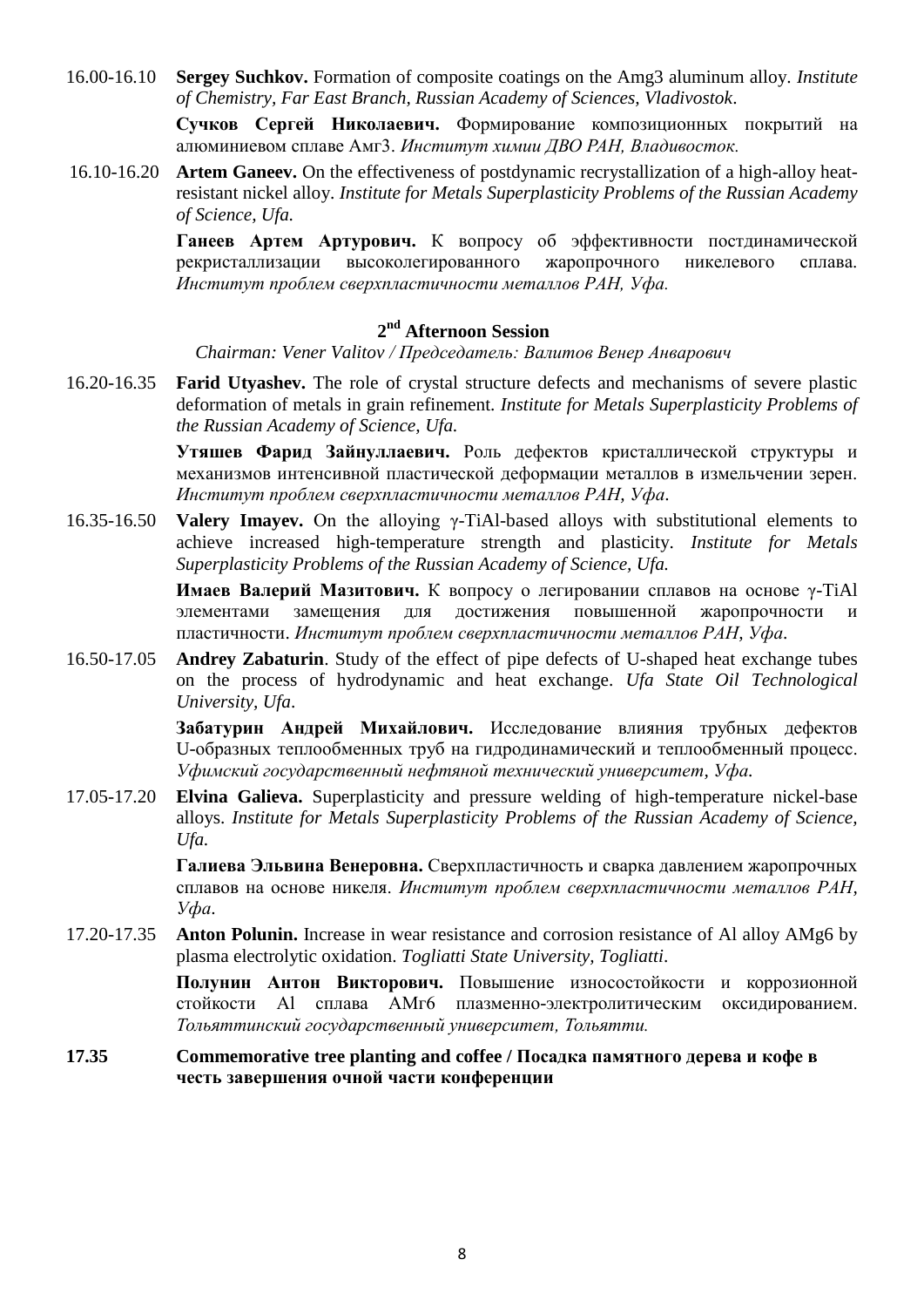16.00-16.10 **Sergey Suchkov.** Formation of composite coatings on the Amg3 aluminum alloy. *Institute of Chemistry, Far East Branch, Russian Academy of Sciences, Vladivostok.*

**Сучков Сергей Николаевич.** Формирование композиционных покрытий на алюминиевом сплаве Амг3. *Институт химии ДВО РАН, Владивосток.*

16.10-16.20 **Artem Ganeev.** On the effectiveness of postdynamic recrystallization of a high-alloy heat-resistant nickel alloy. *Institute for Metals Superplasticity Problems of the Russian Academy of Science, Ufa.*

**Ганеев Артем Артурович.** К вопросу об эффективности постдинамической рекристаллизации высоколегированного жаропрочного никелевого сплава. *Институт проблем сверхпластичности металлов РАН, Уфа.*

## 2nd Afternoon Session

*Chairman: Vener Valitov / Председатель: Валитов Венер Анварович*

16.20-16.35 **Farid Utyashev.** The role of crystal structure defects and mechanisms of severe plastic deformation of metals in grain refinement. *Institute for Metals Superplasticity Problems of the Russian Academy of Science, Ufa.*

**Утяшев Фарид Зайнуллаевич.** Роль дефектов кристаллической структуры и механизмов интенсивной пластической деформации металлов в измельчении зерен. *Институт проблем сверхпластичности металлов РАН, Уфа.*

16.35-16.50 **Valery Imayev.** On the alloying γ-TiAl-based alloys with substitutional elements to achieve increased high-temperature strength and plasticity. *Institute for Metals Superplasticity Problems of the Russian Academy of Science, Ufa.*

**Имаев Валерий Мазитович.** К вопросу о легировании сплавов на основе γ-TiAl элементами замещения для достижения повышенной жаропрочности и пластичности. *Институт проблем сверхпластичности металлов РАН, Уфа.*

16.50-17.05 **Andrey Zabaturin**. Study of the effect of pipe defects of U-shaped heat exchange tubes on the process of hydrodynamic and heat exchange. *Ufa State Oil Technological University, Ufa.*

**Забатурин Андрей Михайлович.** Исследование влияния трубных дефектов U-образных теплообменных труб на гидродинамический и теплообменный процесс. *Уфимский государственный нефтяной технический университет, Уфа.*

17.05-17.20 **Elvina Galieva.** Superplasticity and pressure welding of high-temperature nickel-base alloys. *Institute for Metals Superplasticity Problems of the Russian Academy of Science, Ufa.*

**Галиева Эльвина Венеровна.** Сверхпластичность и сварка давлением жаропрочных сплавов на основе никеля. *Институт проблем сверхпластичности металлов РАН, Уфа.*

17.20-17.35 **Anton Polunin.** Increase in wear resistance and corrosion resistance of Al alloy AMg6 by plasma electrolytic oxidation. *Togliatti State University, Togliatti.*

**Полунин Антон Викторович.** Повышение износостойкости и коррозионной стойкости Al сплава АМг6 плазменно-электролитическим оксидированием. *Тольяттинский государственный университет, Тольятти.*

**17.35 Commemorative tree planting and coffee / Посадка памятного дерева и кофе в честь завершения очной части конференции**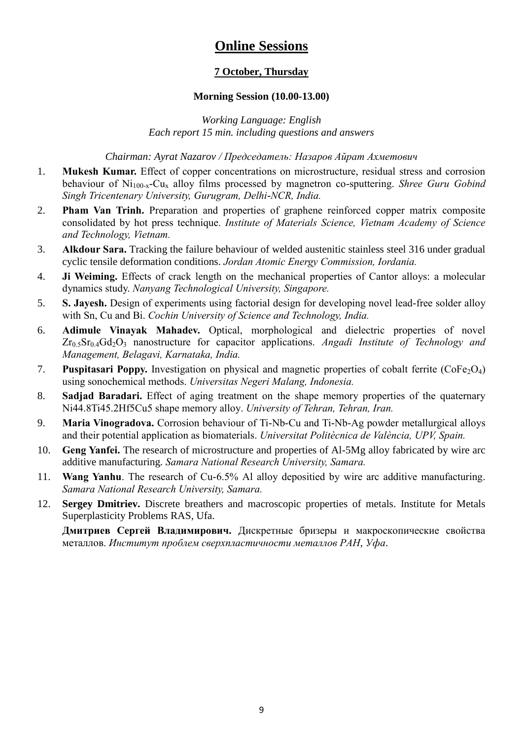# Online Sessions

## 7 October, Thursday

### Morning Session (10.00-13.00)

*Working Language: English*
*Each report 15 min. including questions and answers*

*Chairman: Ayrat Nazarov / Председатель: Назаров Айрат Ахметович*

1. **Mukesh Kumar.** Effect of copper concentrations on microstructure, residual stress and corrosion behaviour of $Ni_{100-x}$-$Cu_x$ alloy films processed by magnetron co-sputtering. *Shree Guru Gobind Singh Tricentenary University, Gurugram, Delhi-NCR, India.*
2. **Pham Van Trinh.** Preparation and properties of graphene reinforced copper matrix composite consolidated by hot press technique. *Institute of Materials Science, Vietnam Academy of Science and Technology, Vietnam.*
3. **Alkdour Sara.** Tracking the failure behaviour of welded austenitic stainless steel 316 under gradual cyclic tensile deformation conditions. *Jordan Atomic Energy Commission, Iordania.*
4. **Ji Weiming.** Effects of crack length on the mechanical properties of Cantor alloys: a molecular dynamics study. *Nanyang Technological University, Singapore.*
5. **S. Jayesh.** Design of experiments using factorial design for developing novel lead-free solder alloy with Sn, Cu and Bi. *Cochin University of Science and Technology, India.*
6. **Adimule Vinayak Mahadev.** Optical, morphological and dielectric properties of novel $Zr_{0.5}Sr_{0.4}Gd_2O_3$ nanostructure for capacitor applications. *Angadi Institute of Technology and Management, Belagavi, Karnataka, India.*
7. **Puspitasari Poppy.** Investigation on physical and magnetic properties of cobalt ferrite ($CoFe_2O_4$) using sonochemical methods. *Universitas Negeri Malang, Indonesia.*
8. **Sadjad Baradari.** Effect of aging treatment on the shape memory properties of the quaternary Ni44.8Ti45.2Hf5Cu5 shape memory alloy. *University of Tehran, Tehran, Iran.*
9. **Maria Vinogradova.** Corrosion behaviour of Ti-Nb-Cu and Ti-Nb-Ag powder metallurgical alloys and their potential application as biomaterials. *Universitat Politècnica de València, UPV, Spain.*
10. **Geng Yanfei.** The research of microstructure and properties of Al-5Mg alloy fabricated by wire arc additive manufacturing. *Samara National Research University, Samara.*
11. **Wang Yanhu**. The research of Cu-6.5% Al alloy depositied by wire arc additive manufacturing. *Samara National Research University, Samara.*
12. **Sergey Dmitriev.** Discrete breathers and macroscopic properties of metals. Institute for Metals Superplasticity Problems RAS, Ufa.

    **Дмитриев Сергей Владимирович.** Дискретные бризеры и макроскопические свойства металлов. *Институт проблем сверхпластичности металлов РАН, Уфа*.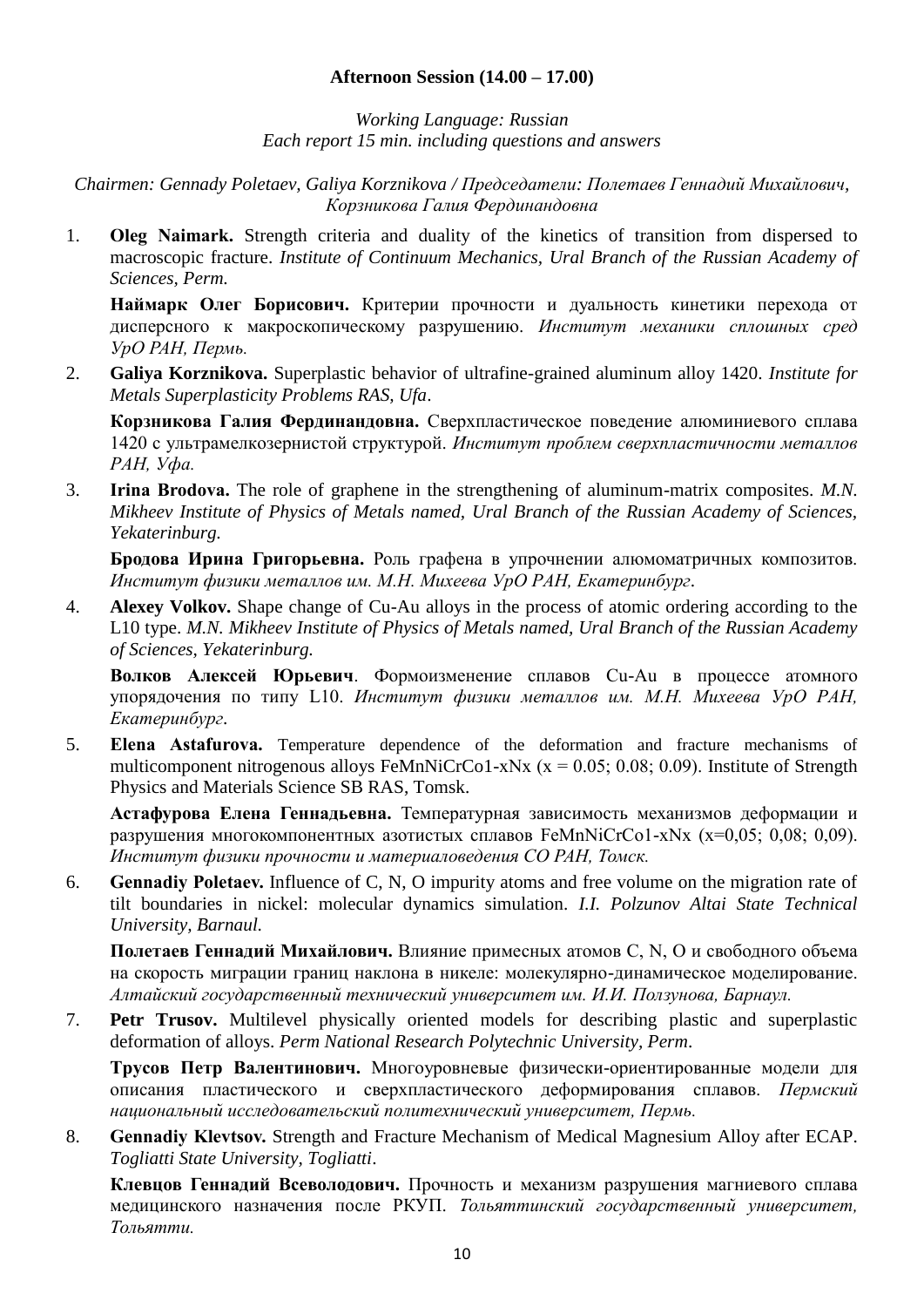**Afternoon Session (14.00 – 17.00)**

*Working Language: Russian*
*Each report 15 min. including questions and answers*

*Chairmen: Gennady Poletaev, Galiya Korznikova / Председатели: Полетаев Геннадий Михайлович, Корзникова Галия Фердинандовна*

1. **Oleg Naimark.** Strength criteria and duality of the kinetics of transition from dispersed to macroscopic fracture. *Institute of Continuum Mechanics, Ural Branch of the Russian Academy of Sciences, Perm.*

   **Наймарк Олег Борисович.** Критерии прочности и дуальность кинетики перехода от дисперсного к макроскопическому разрушению. *Институт механики сплошных сред УрО РАН, Пермь.*

2. **Galiya Korznikova.** Superplastic behavior of ultrafine-grained aluminum alloy 1420. *Institute for Metals Superplasticity Problems RAS, Ufa.*

   **Корзникова Галия Фердинандовна.** Сверхпластическое поведение алюминиевого сплава 1420 с ультрамелкозернистой структурой. *Институт проблем сверхпластичности металлов РАН, Уфа.*

3. **Irina Brodova.** The role of graphene in the strengthening of aluminum-matrix composites. *M.N. Mikheev Institute of Physics of Metals named, Ural Branch of the Russian Academy of Sciences, Yekaterinburg.*

   **Бродова Ирина Григорьевна.** Роль графена в упрочнении алюмоматричных композитов. *Институт физики металлов им. М.Н. Михеева УрО РАН, Екатеринбург.*

4. **Alexey Volkov.** Shape change of Cu-Au alloys in the process of atomic ordering according to the L10 type. *M.N. Mikheev Institute of Physics of Metals named, Ural Branch of the Russian Academy of Sciences, Yekaterinburg.*

   **Волков Алексей Юрьевич**. Формоизменение сплавов Cu-Au в процессе атомного упорядочения по типу L10. *Институт физики металлов им. М.Н. Михеева УрО РАН, Екатеринбург.*

5. **Elena Astafurova.** Temperature dependence of the deformation and fracture mechanisms of multicomponent nitrogenous alloys FeMnNiCrCo1-xNx (x = 0.05; 0.08; 0.09). Institute of Strength Physics and Materials Science SB RAS, Tomsk.

   **Астафурова Елена Геннадьевна.** Температурная зависимость механизмов деформации и разрушения многокомпонентных азотистых сплавов FeMnNiCrCo1-xNx (x=0,05; 0,08; 0,09). *Институт физики прочности и материаловедения СО РАН, Томск.*

6. **Gennadiy Poletaev.** Influence of C, N, O impurity atoms and free volume on the migration rate of tilt boundaries in nickel: molecular dynamics simulation. *I.I. Polzunov Altai State Technical University, Barnaul.*

   **Полетаев Геннадий Михайлович.** Влияние примесных атомов C, N, O и свободного объема на скорость миграции границ наклона в никеле: молекулярно-динамическое моделирование. *Алтайский государственный технический университет им. И.И. Ползунова, Барнаул.*

7. **Petr Trusov.** Multilevel physically oriented models for describing plastic and superplastic deformation of alloys. *Perm National Research Polytechnic University, Perm.*

   **Трусов Петр Валентинович.** Многоуровневые физически-ориентированные модели для описания пластического и сверхпластического деформирования сплавов. *Пермский национальный исследовательский политехнический университет, Пермь.*

8. **Gennadiy Klevtsov.** Strength and Fracture Mechanism of Medical Magnesium Alloy after ECAP. *Togliatti State University, Togliatti.*

   **Клевцов Геннадий Всеволодович.** Прочность и механизм разрушения магниевого сплава медицинского назначения после РКУП. *Тольяттинский государственный университет, Тольятти.*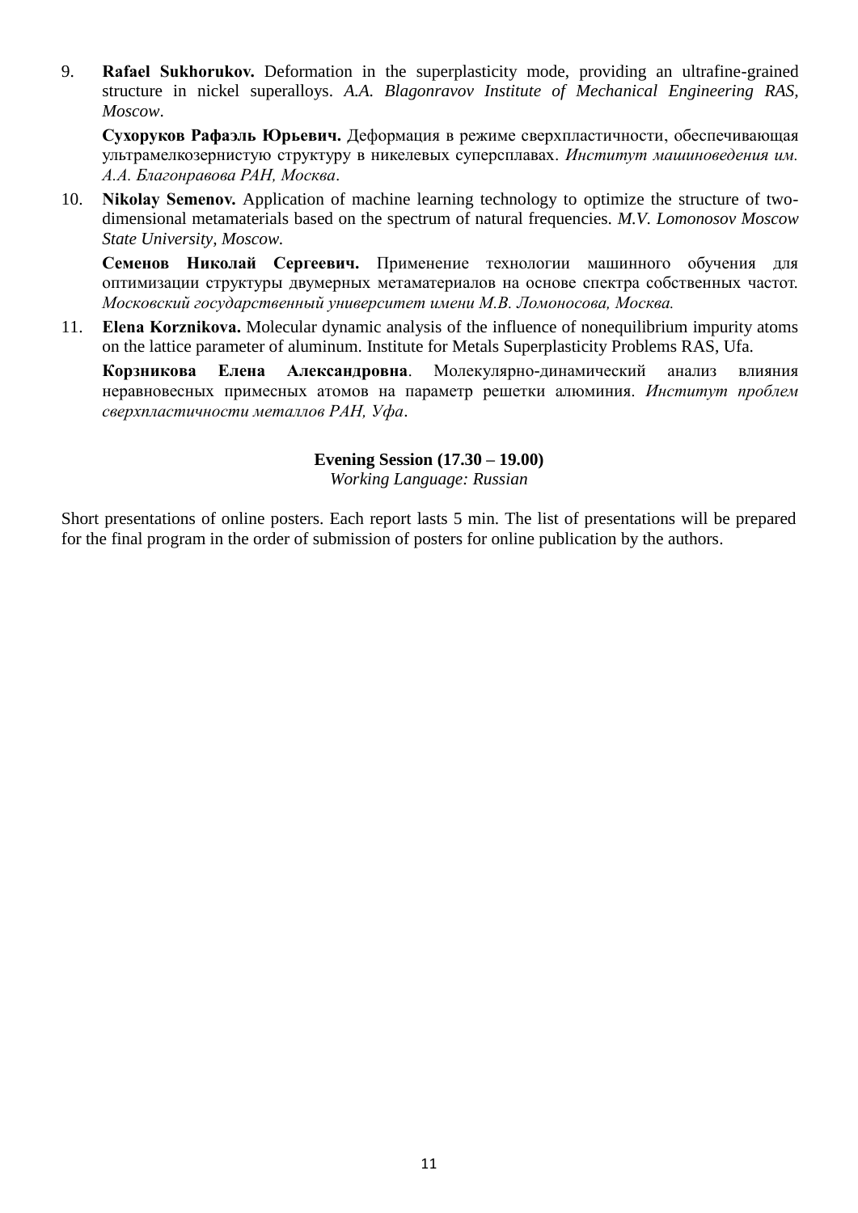9. **Rafael Sukhorukov.** Deformation in the superplasticity mode, providing an ultrafine-grained structure in nickel superalloys. *A.A. Blagonravov Institute of Mechanical Engineering RAS, Moscow*.

   **Сухоруков Рафаэль Юрьевич.** Деформация в режиме сверхпластичности, обеспечивающая ультрамелкозернистую структуру в никелевых суперсплавах. *Институт машиноведения им. А.А. Благонравова РАН, Москва*.

10. **Nikolay Semenov.** Application of machine learning technology to optimize the structure of two-dimensional metamaterials based on the spectrum of natural frequencies. *M.V. Lomonosov Moscow State University, Moscow.*

    **Семенов Николай Сергеевич.** Применение технологии машинного обучения для оптимизации структуры двумерных метаматериалов на основе спектра собственных частот. *Московский государственный университет имени М.В. Ломоносова, Москва.*

11. **Elena Korznikova.** Molecular dynamic analysis of the influence of nonequilibrium impurity atoms on the lattice parameter of aluminum. Institute for Metals Superplasticity Problems RAS, Ufa.

    **Корзникова Елена Александровна**. Молекулярно-динамический анализ влияния неравновесных примесных атомов на параметр решетки алюминия. *Институт проблем сверхпластичности металлов РАН, Уфа*.

**Evening Session (17.30 – 19.00)**
*Working Language: Russian*

Short presentations of online posters. Each report lasts 5 min. The list of presentations will be prepared for the final program in the order of submission of posters for online publication by the authors.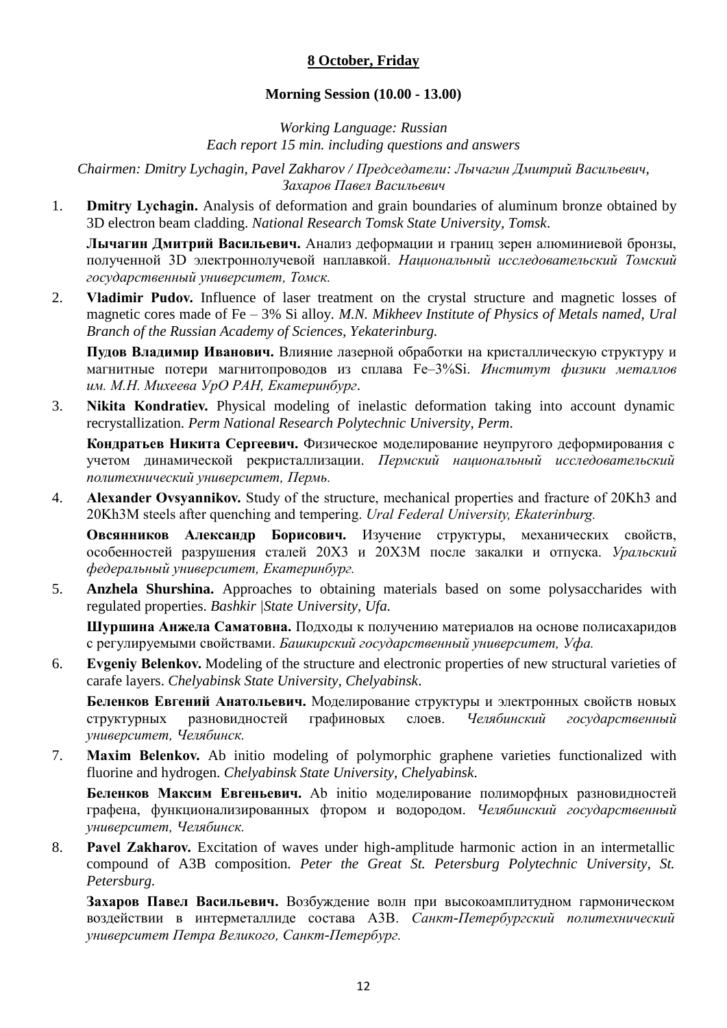**8 October, Friday**

**Morning Session (10.00 - 13.00)**

*Working Language: Russian*
*Each report 15 min. including questions and answers*

*Chairmen: Dmitry Lychagin, Pavel Zakharov / Председатели: Лычагин Дмитрий Васильевич, Захаров Павел Васильевич*

1. **Dmitry Lychagin.** Analysis of deformation and grain boundaries of aluminum bronze obtained by 3D electron beam cladding. *National Research Tomsk State University, Tomsk*.

   **Лычагин Дмитрий Васильевич.** Анализ деформации и границ зерен алюминиевой бронзы, полученной 3D электроннолучевой наплавкой. *Национальный исследовательский Томский государственный университет, Томск.*

2. **Vladimir Pudov.** Influence of laser treatment on the crystal structure and magnetic losses of magnetic cores made of Fe – 3% Si alloy. *M.N. Mikheev Institute of Physics of Metals named, Ural Branch of the Russian Academy of Sciences, Yekaterinburg.*

   **Пудов Владимир Иванович.** Влияние лазерной обработки на кристаллическую структуру и магнитные потери магнитопроводов из сплава Fe–3%Si. *Институт физики металлов им. М.Н. Михеева УрО РАН, Екатеринбург.*

3. **Nikita Kondratiev.** Physical modeling of inelastic deformation taking into account dynamic recrystallization. *Perm National Research Polytechnic University, Perm.*

   **Кондратьев Никита Сергеевич.** Физическое моделирование неупругого деформирования с учетом динамической рекристаллизации. *Пермский национальный исследовательский политехнический университет, Пермь.*

4. **Alexander Ovsyannikov.** Study of the structure, mechanical properties and fracture of 20Kh3 and 20Kh3M steels after quenching and tempering. *Ural Federal University, Ekaterinburg.*

   **Овсянников Александр Борисович.** Изучение структуры, механических свойств, особенностей разрушения сталей 20Х3 и 20Х3М после закалки и отпуска. *Уральский федеральный университет, Екатеринбург.*

5. **Anzhela Shurshina.** Approaches to obtaining materials based on some polysaccharides with regulated properties. *Bashkir |State University, Ufa.*

   **Шуршина Анжела Саматовна.** Подходы к получению материалов на основе полисахаридов с регулируемыми свойствами. *Башкирский государственный университет, Уфа.*

6. **Evgeniy Belenkov.** Modeling of the structure and electronic properties of new structural varieties of carafe layers. *Chelyabinsk State University, Chelyabinsk*.

   **Беленков Евгений Анатольевич.** Моделирование структуры и электронных свойств новых структурных разновидностей графиновых слоев. *Челябинский государственный университет, Челябинск.*

7. **Maxim Belenkov.** Ab initio modeling of polymorphic graphene varieties functionalized with fluorine and hydrogen. *Chelyabinsk State University, Chelyabinsk*.

   **Беленков Максим Евгеньевич.** Ab initio моделирование полиморфных разновидностей графена, функционализированных фтором и водородом. *Челябинский государственный университет, Челябинск.*

8. **Pavel Zakharov.** Excitation of waves under high-amplitude harmonic action in an intermetallic compound of A3B composition. *Peter the Great St. Petersburg Polytechnic University, St. Petersburg.*

   **Захаров Павел Васильевич.** Возбуждение волн при высокоамплитудном гармоническом воздействии в интерметаллиде состава A3B. *Санкт-Петербургский политехнический университет Петра Великого, Санкт-Петербург.*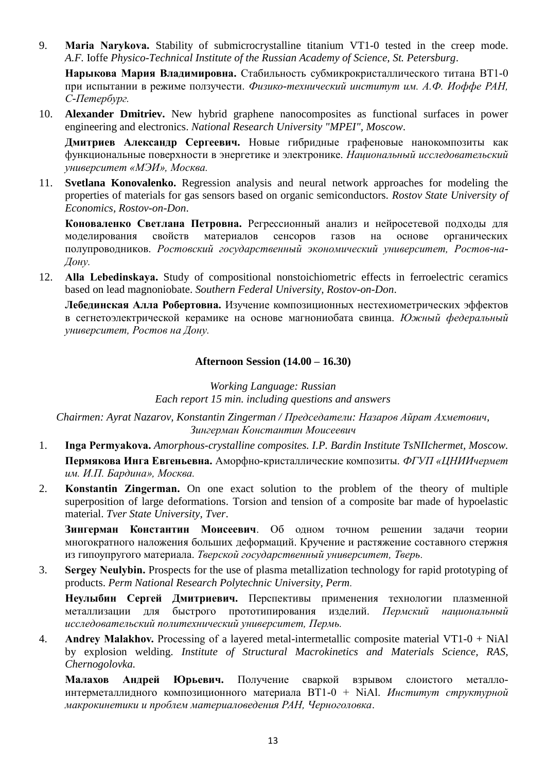9. **Maria Narykova.** Stability of submicrocrystalline titanium VT1-0 tested in the creep mode. *A.F.* Ioffe *Physico-Technical Institute of the Russian Academy of Science, St. Petersburg*.

   **Нарыкова Мария Владимировна.** Стабильность субмикрокристаллического титана ВТ1-0 при испытании в режиме ползучести. *Физико-технический институт им. А.Ф. Иоффе РАН, С-Петербург.*

10. **Alexander Dmitriev.** New hybrid graphene nanocomposites as functional surfaces in power engineering and electronics. *National Research University "MPEI", Moscow*.

    **Дмитриев Александр Сергеевич.** Новые гибридные графеновые нанокомпозиты как функциональные поверхности в энергетике и электронике. *Национальный исследовательский университет «МЭИ», Москва.*

11. **Svetlana Konovalenko.** Regression analysis and neural network approaches for modeling the properties of materials for gas sensors based on organic semiconductors. *Rostov State University of Economics, Rostov-on-Don*.

    **Коноваленко Светлана Петровна.** Регрессионный анализ и нейросетевой подходы для моделирования свойств материалов сенсоров газов на основе органических полупроводников. *Ростовский государственный экономический университет, Ростов-на-Дону.*

12. **Alla Lebedinskaya.** Study of compositional nonstoichiometric effects in ferroelectric ceramics based on lead magnoniobate. *Southern Federal University, Rostov-on-Don*.

    **Лебединская Алла Робертовна.** Изучение композиционных нестехиометрических эффектов в сегнетоэлектрической керамике на основе магнониобата свинца. *Южный федеральный университет, Ростов на Дону.*

**Afternoon Session (14.00 – 16.30)**

*Working Language: Russian*
*Each report 15 min. including questions and answers*

*Chairmen: Ayrat Nazarov, Konstantin Zingerman / Председатели: Назаров Айрат Ахметович, Зингерман Константин Моисеевич*

1. **Inga Permyakova.** *Amorphous-crystalline composites. I.P. Bardin Institute TsNIIchermet, Moscow.*

   **Пермякова Инга Евгеньевна.** Аморфно-кристаллические композиты. *ФГУП «ЦНИИчермет им. И.П. Бардина», Москва.*

2. **Konstantin Zingerman.** On one exact solution to the problem of the theory of multiple superposition of large deformations. Torsion and tension of a composite bar made of hypoelastic material. *Tver State University, Tver*.

   **Зингерман Константин Моисеевич**. Об одном точном решении задачи теории многократного наложения больших деформаций. Кручение и растяжение составного стержня из гипоупругого материала. *Тверской государственный университет, Тверь.*

3. **Sergey Neulybin.** Prospects for the use of plasma metallization technology for rapid prototyping of products. *Perm National Research Polytechnic University, Perm.*

   **Неулыбин Сергей Дмитриевич.** Перспективы применения технологии плазменной металлизации для быстрого прототипирования изделий. *Пермский национальный исследовательский политехнический университет, Пермь.*

4. **Andrey Malakhov.** Processing of a layered metal-intermetallic composite material VT1-0 + NiAl by explosion welding. *Institute of Structural Macrokinetics and Materials Science, RAS, Chernogolovka.*

   **Малахов Андрей Юрьевич.** Получение сваркой взрывом слоистого металло-интерметаллидного композиционного материала ВТ1-0 + NiAl. *Институт структурной макрокинетики и проблем материаловедения РАН, Черноголовка*.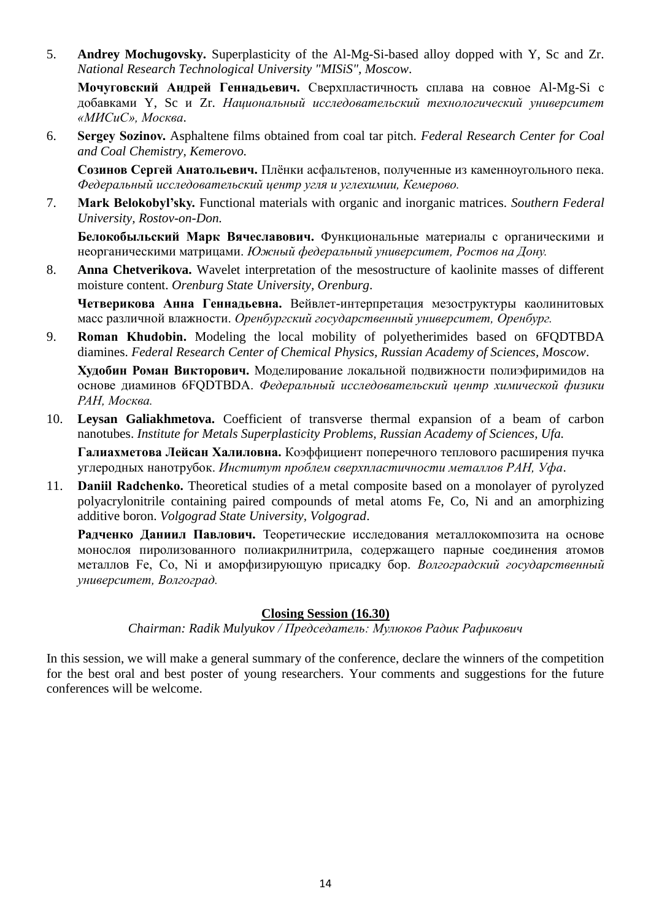5. **Andrey Mochugovsky.** Superplasticity of the Al-Mg-Si-based alloy dopped with Y, Sc and Zr. *National Research Technological University "MISiS", Moscow*.

   **Мочуговский Андрей Геннадьевич.** Сверхпластичность сплава на совное Al-Mg-Si с добавками Y, Sc и Zr. *Национальный исследовательский технологический университет «МИСиС», Москва*.

6. **Sergey Sozinov.** Asphaltene films obtained from coal tar pitch. *Federal Research Center for Coal and Coal Chemistry, Kemerovo.*

   **Созинов Сергей Анатольевич.** Плёнки асфальтенов, полученные из каменноугольного пека. *Федеральный исследовательский центр угля и углехимии, Кемерово.*

7. **Mark Belokobyl'sky.** Functional materials with organic and inorganic matrices. *Southern Federal University, Rostov-on-Don.*

   **Белокобыльский Марк Вячеславович.** Функциональные материалы с органическими и неорганическими матрицами. *Южный федеральный университет, Ростов на Дону.*

8. **Anna Chetverikova.** Wavelet interpretation of the mesostructure of kaolinite masses of different moisture content. *Orenburg State University, Orenburg*.

   **Четверикова Анна Геннадьевна.** Вейвлет-интерпретация мезоструктуры каолинитовых масс различной влажности. *Оренбургский государственный университет, Оренбург.*

9. **Roman Khudobin.** Modeling the local mobility of polyetherimides based on 6FQDTBDA diamines. *Federal Research Center of Chemical Physics, Russian Academy of Sciences, Moscow*.

   **Худобин Роман Викторович.** Моделирование локальной подвижности полиэфиримидов на основе диаминов 6FQDTBDA. *Федеральный исследовательский центр химической физики РАН, Москва.*

10. **Leysan Galiakhmetova.** Coefficient of transverse thermal expansion of a beam of carbon nanotubes. *Institute for Metals Superplasticity Problems, Russian Academy of Sciences, Ufa.*

    **Галиахметова Лейсан Халиловна.** Коэффициент поперечного теплового расширения пучка углеродных нанотрубок. *Институт проблем сверхпластичности металлов РАН, Уфа*.

11. **Daniil Radchenko.** Theoretical studies of a metal composite based on a monolayer of pyrolyzed polyacrylonitrile containing paired compounds of metal atoms Fe, Co, Ni and an amorphizing additive boron. *Volgograd State University, Volgograd*.

    **Радченко Даниил Павлович.** Теоретические исследования металлокомпозита на основе монослоя пиролизованного полиакрилнитрила, содержащего парные соединения атомов металлов Fe, Co, Ni и аморфизирующую присадку бор. *Волгоградский государственный университет, Волгоград.*

## Closing Session (16.30)

*Chairman: Radik Mulyukov / Председатель: Мулюков Радик Рафикович*

In this session, we will make a general summary of the conference, declare the winners of the competition for the best oral and best poster of young researchers. Your comments and suggestions for the future conferences will be welcome.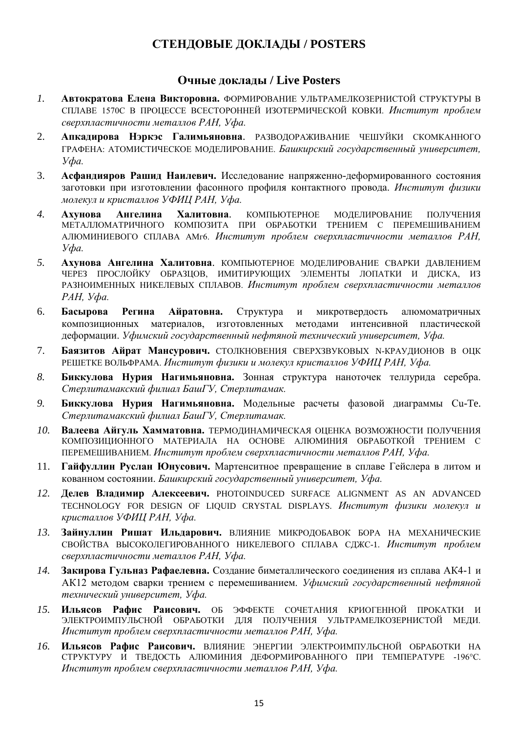## СТЕНДОВЫЕ ДОКЛАДЫ / POSTERS

### Очные доклады / Live Posters

1. **Автократова Елена Викторовна.** ФОРМИРОВАНИЕ УЛЬТРАМЕЛКОЗЕРНИСТОЙ СТРУКТУРЫ В СПЛАВЕ 1570С В ПРОЦЕССЕ ВСЕСТОРОННЕЙ ИЗОТЕРМИЧЕСКОЙ КОВКИ. *Институт проблем сверхпластичности металлов РАН, Уфа.*
2. **Апкадирова Нэркэс Галимьяновна**. РАЗВОДОРАЖИВАНИЕ ЧЕШУЙКИ СКОМКАННОГО ГРАФЕНА: АТОМИСТИЧЕСКОЕ МОДЕЛИРОВАНИЕ. *Башкирский государственный университет, Уфа.*
3. **Асфандияров Рашид Наилевич.** Исследование напряженно-деформированного состояния заготовки при изготовлении фасонного профиля контактного провода. *Институт физики молекул и кристаллов УФИЦ РАН, Уфа.*
4. **Ахунова Ангелина Халитовна**. КОМПЬЮТЕРНОЕ МОДЕЛИРОВАНИЕ ПОЛУЧЕНИЯ МЕТАЛЛОМАТРИЧНОГО КОМПОЗИТА ПРИ ОБРАБОТКИ ТРЕНИЕМ С ПЕРЕМЕШИВАНИЕМ АЛЮМИНИЕВОГО СПЛАВА АМг6. *Институт проблем сверхпластичности металлов РАН, Уфа.*
5. **Ахунова Ангелина Халитовна**. КОМПЬЮТЕРНОЕ МОДЕЛИРОВАНИЕ СВАРКИ ДАВЛЕНИЕМ ЧЕРЕЗ ПРОСЛОЙКУ ОБРАЗЦОВ, ИМИТИРУЮЩИХ ЭЛЕМЕНТЫ ЛОПАТКИ И ДИСКА, ИЗ РАЗНОИМЕННЫХ НИКЕЛЕВЫХ СПЛАВОВ. *Институт проблем сверхпластичности металлов РАН, Уфа.*
6. **Басырова Регина Айратовна.** Структура и микротвердость алюмоматричных композиционных материалов, изготовленных методами интенсивной пластической деформации. *Уфимский государственный нефтяной технический университет, Уфа.*
7. **Баязитов Айрат Мансурович.** СТОЛКНОВЕНИЯ СВЕРХЗВУКОВЫХ N-КРАУДИОНОВ В ОЦК РЕШЕТКЕ ВОЛЬФРАМА. *Институт физики и молекул кристаллов УФИЦ РАН, Уфа.*
8. **Биккулова Нурия Нагимьяновна.** Зонная структура наноточек теллурида серебра. *Стерлитамакский филиал БашГУ, Стерлитамак.*
9. **Биккулова Нурия Нагимьяновна.** Модельные расчеты фазовой диаграммы Cu-Te. *Стерлитамакский филиал БашГУ, Стерлитамак.*
10. **Валеева Айгуль Хамматовна.** ТЕРМОДИНАМИЧЕСКАЯ ОЦЕНКА ВОЗМОЖНОСТИ ПОЛУЧЕНИЯ КОМПОЗИЦИОННОГО МАТЕРИАЛА НА ОСНОВЕ АЛЮМИНИЯ ОБРАБОТКОЙ ТРЕНИЕМ С ПЕРЕМЕШИВАНИЕМ. *Институт проблем сверхпластичности металлов РАН, Уфа.*
11. **Гайфуллин Руслан Юнусович.** Мартенситное превращение в сплаве Гейслера в литом и кованном состоянии. *Башкирский государственный университет, Уфа.*
12. **Делев Владимир Алексеевич.** PHOTOINDUCED SURFACE ALIGNMENT AS AN ADVANCED TECHNOLOGY FOR DESIGN OF LIQUID CRYSTAL DISPLAYS. *Институт физики молекул и кристаллов УФИЦ РАН, Уфа.*
13. **Зайнуллин Ришат Ильдарович.** ВЛИЯНИЕ МИКРОДОБАВОК БОРА НА МЕХАНИЧЕСКИЕ СВОЙСТВА ВЫСОКОЛЕГИРОВАННОГО НИКЕЛЕВОГО СПЛАВА СДЖС-1. *Институт проблем сверхпластичности металлов РАН, Уфа.*
14. **Закирова Гульназ Рафаелевна.** Создание биметаллического соединения из сплава АК4-1 и АК12 методом сварки трением с перемешиванием. *Уфимский государственный нефтяной технический университет, Уфа.*
15. **Ильясов Рафис Раисович.** ОБ ЭФФЕКТЕ СОЧЕТАНИЯ КРИОГЕННОЙ ПРОКАТКИ И ЭЛЕКТРОИМПУЛЬСНОЙ ОБРАБОТКИ ДЛЯ ПОЛУЧЕНИЯ УЛЬТРАМЕЛКОЗЕРНИСТОЙ МЕДИ. *Институт проблем сверхпластичности металлов РАН, Уфа.*
16. **Ильясов Рафис Раисович.** ВЛИЯНИЕ ЭНЕРГИИ ЭЛЕКТРОИМПУЛЬСНОЙ ОБРАБОТКИ НА СТРУКТУРУ И ТВЕДОСТЬ АЛЮМИНИЯ ДЕФОРМИРОВАННОГО ПРИ ТЕМПЕРАТУРЕ -196°С. *Институт проблем сверхпластичности металлов РАН, Уфа.*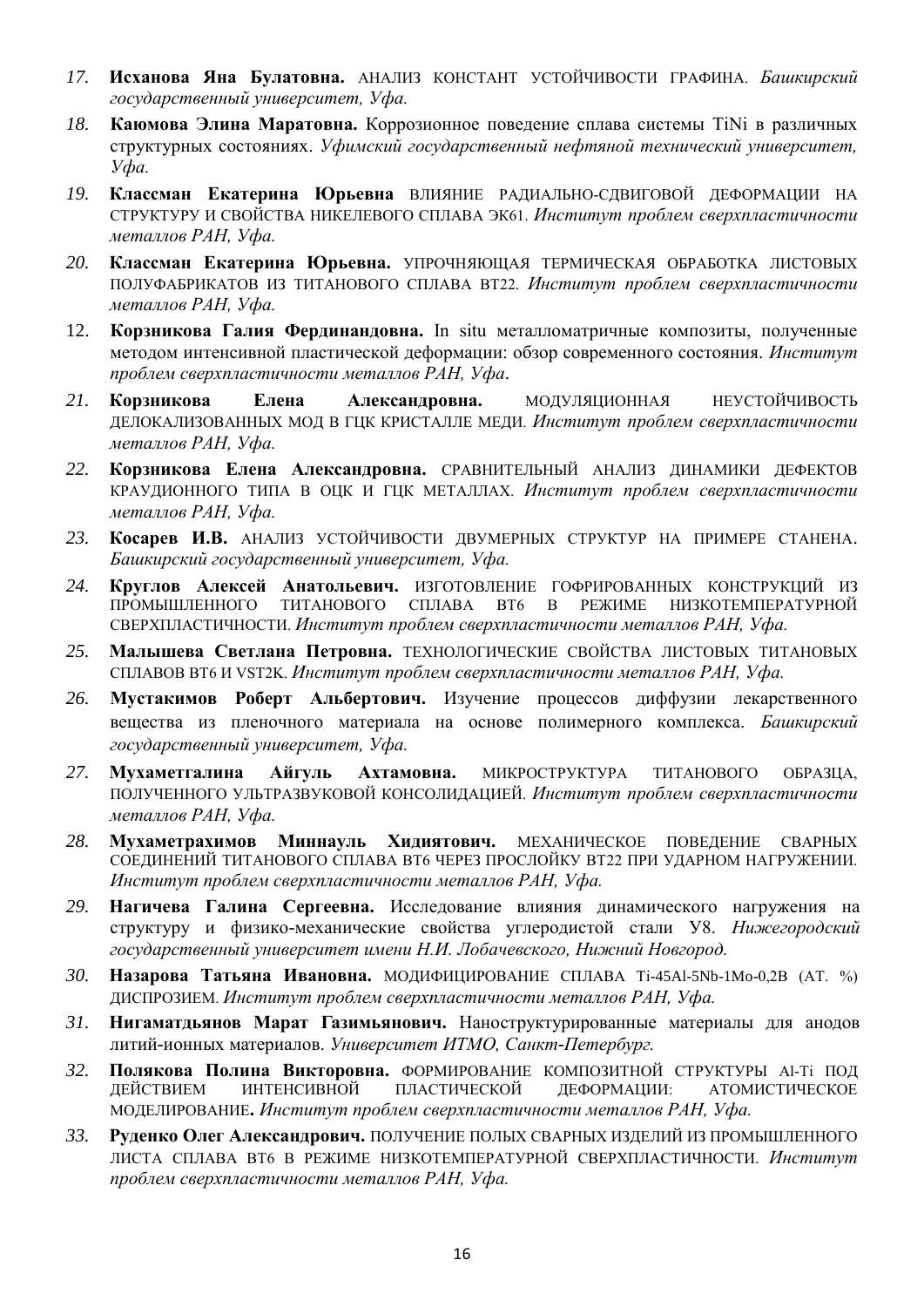17. **Исханова Яна Булатовна.** АНАЛИЗ КОНСТАНТ УСТОЙЧИВОСТИ ГРАФИНА. *Башкирский государственный университет, Уфа.*

18. **Каюмова Элина Маратовна.** Коррозионное поведение сплава системы TiNi в различных структурных состояниях. *Уфимский государственный нефтяной технический университет, Уфа.*

19. **Классман Екатерина Юрьевна** ВЛИЯНИЕ РАДИАЛЬНО-СДВИГОВОЙ ДЕФОРМАЦИИ НА СТРУКТУРУ И СВОЙСТВА НИКЕЛЕВОГО СПЛАВА ЭК61. *Институт проблем сверхпластичности металлов РАН, Уфа.*

20. **Классман Екатерина Юрьевна.** УПРОЧНЯЮЩАЯ ТЕРМИЧЕСКАЯ ОБРАБОТКА ЛИСТОВЫХ ПОЛУФАБРИКАТОВ ИЗ ТИТАНОВОГО СПЛАВА ВТ22. *Институт проблем сверхпластичности металлов РАН, Уфа.*

12. **Корзникова Галия Фердинандовна.** In situ металломатричные композиты, полученные методом интенсивной пластической деформации: обзор современного состояния. *Институт проблем сверхпластичности металлов РАН, Уфа*.

21. **Корзникова Елена Александровна.** МОДУЛЯЦИОННАЯ НЕУСТОЙЧИВОСТЬ ДЕЛОКАЛИЗОВАННЫХ МОД В ГЦК КРИСТАЛЛЕ МЕДИ. *Институт проблем сверхпластичности металлов РАН, Уфа.*

22. **Корзникова Елена Александровна.** СРАВНИТЕЛЬНЫЙ АНАЛИЗ ДИНАМИКИ ДЕФЕКТОВ КРАУДИОННОГО ТИПА В ОЦК И ГЦК МЕТАЛЛАХ. *Институт проблем сверхпластичности металлов РАН, Уфа.*

23. **Косарев И.В.** АНАЛИЗ УСТОЙЧИВОСТИ ДВУМЕРНЫХ СТРУКТУР НА ПРИМЕРЕ СТАНЕНА. *Башкирский государственный университет, Уфа.*

24. **Круглов Алексей Анатольевич.** ИЗГОТОВЛЕНИЕ ГОФРИРОВАННЫХ КОНСТРУКЦИЙ ИЗ ПРОМЫШЛЕННОГО ТИТАНОВОГО СПЛАВА ВТ6 В РЕЖИМЕ НИЗКОТЕМПЕРАТУРНОЙ СВЕРХПЛАСТИЧНОСТИ. *Институт проблем сверхпластичности металлов РАН, Уфа.*

25. **Малышева Светлана Петровна.** ТЕХНОЛОГИЧЕСКИЕ СВОЙСТВА ЛИСТОВЫХ ТИТАНОВЫХ СПЛАВОВ ВТ6 И VST2K. *Институт проблем сверхпластичности металлов РАН, Уфа.*

26. **Мустакимов Роберт Альбертович.** Изучение процессов диффузии лекарственного вещества из пленочного материала на основе полимерного комплекса. *Башкирский государственный университет, Уфа.*

27. **Мухаметгалина Айгуль Ахтамовна.** МИКРОСТРУКТУРА ТИТАНОВОГО ОБРАЗЦА, ПОЛУЧЕННОГО УЛЬТРАЗВУКОВОЙ КОНСОЛИДАЦИЕЙ. *Институт проблем сверхпластичности металлов РАН, Уфа.*

28. **Мухаметрахимов Миннауль Хидиятович.** МЕХАНИЧЕСКОЕ ПОВЕДЕНИЕ СВАРНЫХ СОЕДИНЕНИЙ ТИТАНОВОГО СПЛАВА ВТ6 ЧЕРЕЗ ПРОСЛОЙКУ ВТ22 ПРИ УДАРНОМ НАГРУЖЕНИИ. *Институт проблем сверхпластичности металлов РАН, Уфа.*

29. **Нагичева Галина Сергеевна.** Исследование влияния динамического нагружения на структуру и физико-механические свойства углеродистой стали У8. *Нижегородский государственный университет имени Н.И. Лобачевского, Нижний Новгород.*

30. **Назарова Татьяна Ивановна.** МОДИФИЦИРОВАНИЕ СПЛАВА Ti-45Al-5Nb-1Mo-0,2B (АТ. %) ДИСПРОЗИЕМ. *Институт проблем сверхпластичности металлов РАН, Уфа.*

31. **Нигаматдьянов Марат Газимьянович.** Наноструктурированные материалы для анодов литий-ионных материалов. *Университет ИТМО, Санкт-Петербург.*

32. **Полякова Полина Викторовна.** ФОРМИРОВАНИЕ КОМПОЗИТНОЙ СТРУКТУРЫ Al-Ti ПОД ДЕЙСТВИЕМ ИНТЕНСИВНОЙ ПЛАСТИЧЕСКОЙ ДЕФОРМАЦИИ: АТОМИСТИЧЕСКОЕ МОДЕЛИРОВАНИЕ**.** *Институт проблем сверхпластичности металлов РАН, Уфа.*

33. **Руденко Олег Александрович.** ПОЛУЧЕНИЕ ПОЛЫХ СВАРНЫХ ИЗДЕЛИЙ ИЗ ПРОМЫШЛЕННОГО ЛИСТА СПЛАВА ВТ6 В РЕЖИМЕ НИЗКОТЕМПЕРАТУРНОЙ СВЕРХПЛАСТИЧНОСТИ. *Институт проблем сверхпластичности металлов РАН, Уфа.*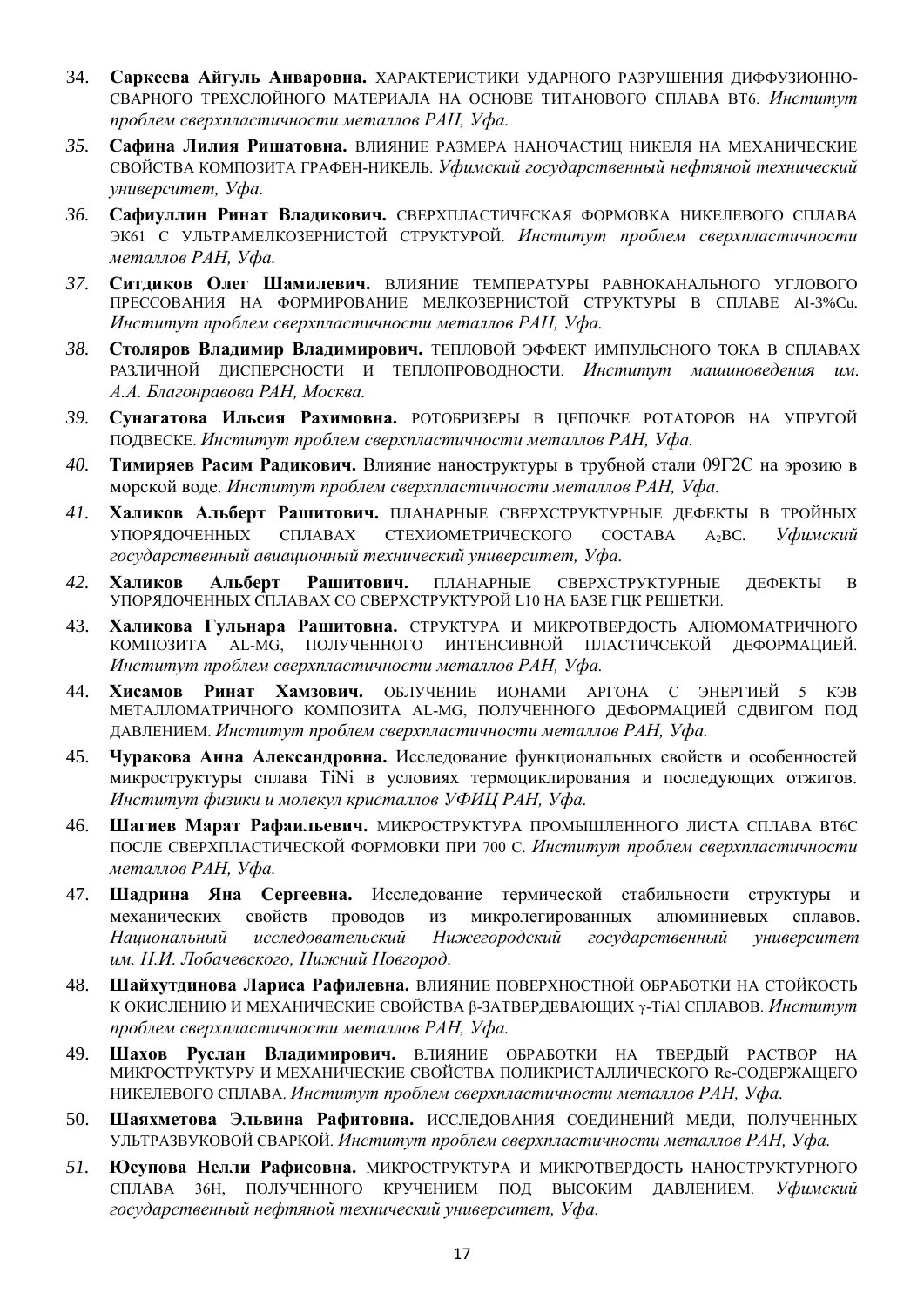34. **Саркеева Айгуль Анваровна.** ХАРАКТЕРИСТИКИ УДАРНОГО РАЗРУШЕНИЯ ДИФФУЗИОННО-СВАРНОГО ТРЕХСЛОЙНОГО МАТЕРИАЛА НА ОСНОВЕ ТИТАНОВОГО СПЛАВА ВТ6. *Институт проблем сверхпластичности металлов РАН, Уфа.*

35. **Сафина Лилия Ришатовна.** ВЛИЯНИЕ РАЗМЕРА НАНОЧАСТИЦ НИКЕЛЯ НА МЕХАНИЧЕСКИЕ СВОЙСТВА КОМПОЗИТА ГРАФЕН-НИКЕЛЬ. *Уфимский государственный нефтяной технический университет, Уфа.*

36. **Сафиуллин Ринат Владикович.** СВЕРХПЛАСТИЧЕСКАЯ ФОРМОВКА НИКЕЛЕВОГО СПЛАВА ЭК61 С УЛЬТРАМЕЛКОЗЕРНИСТОЙ СТРУКТУРОЙ. *Институт проблем сверхпластичности металлов РАН, Уфа.*

37. **Ситдиков Олег Шамилевич.** ВЛИЯНИЕ ТЕМПЕРАТУРЫ РАВНОКАНАЛЬНОГО УГЛОВОГО ПРЕССОВАНИЯ НА ФОРМИРОВАНИЕ МЕЛКОЗЕРНИСТОЙ СТРУКТУРЫ В СПЛАВЕ Al-3%Cu. *Институт проблем сверхпластичности металлов РАН, Уфа.*

38. **Столяров Владимир Владимирович.** ТЕПЛОВОЙ ЭФФЕКТ ИМПУЛЬСНОГО ТОКА В СПЛАВАХ РАЗЛИЧНОЙ ДИСПЕРСНОСТИ И ТЕПЛОПРОВОДНОСТИ. *Институт машиноведения им. А.А. Благонравова РАН, Москва.*

39. **Сунагатова Ильсия Рахимовна.** РОТОБРИЗЕРЫ В ЦЕПОЧКЕ РОТАТОРОВ НА УПРУГОЙ ПОДВЕСКЕ. *Институт проблем сверхпластичности металлов РАН, Уфа.*

40. **Тимиряев Расим Радикович.** Влияние наноструктуры в трубной стали 09Г2С на эрозию в морской воде. *Институт проблем сверхпластичности металлов РАН, Уфа.*

41. **Халиков Альберт Рашитович.** ПЛАНАРНЫЕ СВЕРХСТРУКТУРНЫЕ ДЕФЕКТЫ В ТРОЙНЫХ УПОРЯДОЧЕННЫХ СПЛАВАХ СТЕХИОМЕТРИЧЕСКОГО СОСТАВА $A_2BC$. *Уфимский государственный авиационный технический университет, Уфа.*

42. **Халиков Альберт Рашитович.** ПЛАНАРНЫЕ СВЕРХСТРУКТУРНЫЕ ДЕФЕКТЫ В УПОРЯДОЧЕННЫХ СПЛАВАХ СО СВЕРХСТРУКТУРОЙ L10 НА БАЗЕ ГЦК РЕШЕТКИ.

43. **Халикова Гульнара Рашитовна.** СТРУКТУРА И МИКРОТВЕРДОСТЬ АЛЮМОМАТРИЧНОГО КОМПОЗИТА AL-MG, ПОЛУЧЕННОГО ИНТЕНСИВНОЙ ПЛАСТИЧСЕКОЙ ДЕФОРМАЦИЕЙ. *Институт проблем сверхпластичности металлов РАН, Уфа.*

44. **Хисамов Ринат Хамзович.** ОБЛУЧЕНИЕ ИОНАМИ АРГОНА С ЭНЕРГИЕЙ 5 КЭВ МЕТАЛЛОМАТРИЧНОГО КОМПОЗИТА AL-MG, ПОЛУЧЕННОГО ДЕФОРМАЦИЕЙ СДВИГОМ ПОД ДАВЛЕНИЕМ. *Институт проблем сверхпластичности металлов РАН, Уфа.*

45. **Чуракова Анна Александровна.** Исследование функциональных свойств и особенностей микроструктуры сплава TiNi в условиях термоциклирования и последующих отжигов. *Институт физики и молекул кристаллов УФИЦ РАН, Уфа.*

46. **Шагиев Марат Рафаильевич.** МИКРОСТРУКТУРА ПРОМЫШЛЕННОГО ЛИСТА СПЛАВА ВТ6С ПОСЛЕ СВЕРХПЛАСТИЧЕСКОЙ ФОРМОВКИ ПРИ 700 С. *Институт проблем сверхпластичности металлов РАН, Уфа.*

47. **Шадрина Яна Сергеевна.** Исследование термической стабильности структуры и механических свойств проводов из микролегированных алюминиевых сплавов. *Национальный исследовательский Нижегородский государственный университет им. Н.И. Лобачевского, Нижний Новгород.*

48. **Шайхутдинова Лариса Рафилевна.** ВЛИЯНИЕ ПОВЕРХНОСТНОЙ ОБРАБОТКИ НА СТОЙКОСТЬ К ОКИСЛЕНИЮ И МЕХАНИЧЕСКИЕ СВОЙСТВА β-ЗАТВЕРДЕВАЮЩИХ γ-TiAl СПЛАВОВ. *Институт проблем сверхпластичности металлов РАН, Уфа.*

49. **Шахов Руслан Владимирович.** ВЛИЯНИЕ ОБРАБОТКИ НА ТВЕРДЫЙ РАСТВОР НА МИКРОСТРУКТУРУ И МЕХАНИЧЕСКИЕ СВОЙСТВА ПОЛИКРИСТАЛЛИЧЕСКОГО Re-СОДЕРЖАЩЕГО НИКЕЛЕВОГО СПЛАВА. *Институт проблем сверхпластичности металлов РАН, Уфа.*

50. **Шаяхметова Эльвина Рафитовна.** ИССЛЕДОВАНИЯ СОЕДИНЕНИЙ МЕДИ, ПОЛУЧЕННЫХ УЛЬТРАЗВУКОВОЙ СВАРКОЙ. *Институт проблем сверхпластичности металлов РАН, Уфа.*

51. **Юсупова Нелли Рафисовна.** МИКРОСТРУКТУРА И МИКРОТВЕРДОСТЬ НАНОСТРУКТУРНОГО СПЛАВА 36Н, ПОЛУЧЕННОГО КРУЧЕНИЕМ ПОД ВЫСОКИМ ДАВЛЕНИЕМ. *Уфимский государственный нефтяной технический университет, Уфа.*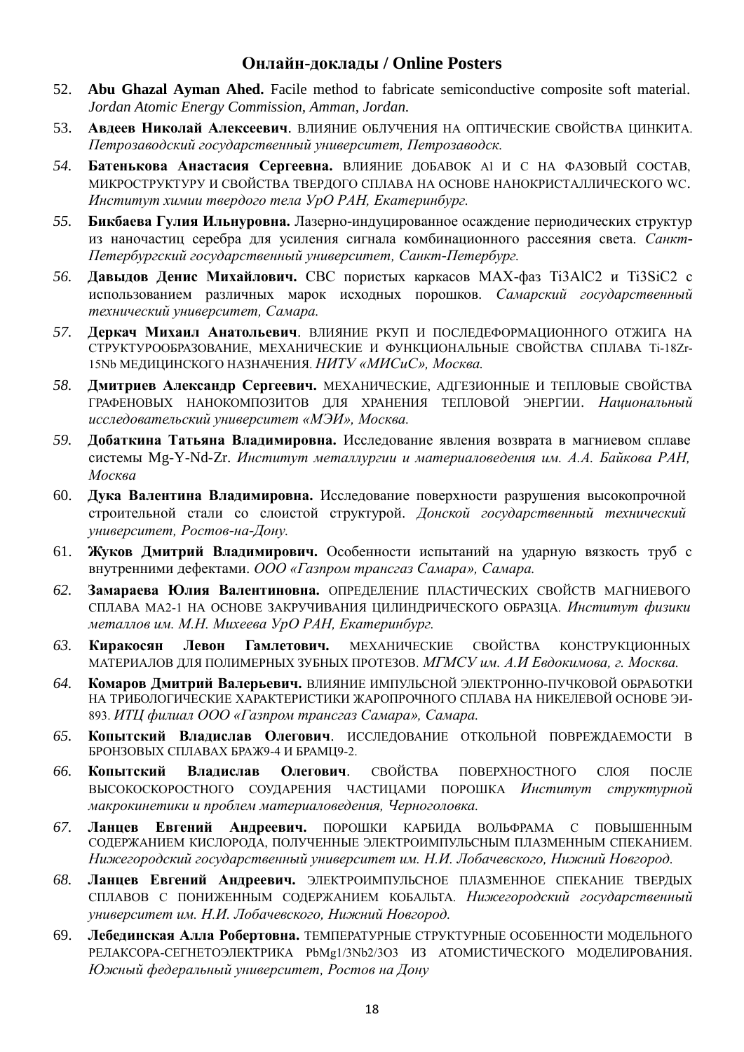## Онлайн-доклады / Online Posters

52. **Abu Ghazal Ayman Ahed.** Facile method to fabricate semiconductive composite soft material. *Jordan Atomic Energy Commission, Amman, Jordan.*

53. **Авдеев Николай Алексеевич**. ВЛИЯНИЕ ОБЛУЧЕНИЯ НА ОПТИЧЕСКИЕ СВОЙСТВА ЦИНКИТА. *Петрозаводский государственный университет, Петрозаводск.*

54. **Батенькова Анастасия Сергеевна.** ВЛИЯНИЕ ДОБАВОК Al И C НА ФАЗОВЫЙ СОСТАВ, МИКРОСТРУКТУРУ И СВОЙСТВА ТВЕРДОГО СПЛАВА НА ОСНОВЕ НАНОКРИСТАЛЛИЧЕСКОГО WC. *Институт химии твердого тела УрО РАН, Екатеринбург.*

55. **Бикбаева Гулия Ильнуровна.** Лазерно-индуцированное осаждение периодических структур из наночастиц серебра для усиления сигнала комбинационного рассеяния света. *Санкт-Петербургский государственный университет, Санкт-Петербург.*

56. **Давыдов Денис Михайлович.** СВС пористых каркасов MAX-фаз $Ti_3AlC_2$ и $Ti_3SiC_2$ с использованием различных марок исходных порошков. *Самарский государственный технический университет, Самара.*

57. **Деркач Михаил Анатольевич**. ВЛИЯНИЕ РКУП И ПОСЛЕДЕФОРМАЦИОННОГО ОТЖИГА НА СТРУКТУРООБРАЗОВАНИЕ, МЕХАНИЧЕСКИЕ И ФУНКЦИОНАЛЬНЫЕ СВОЙСТВА СПЛАВА Ti-18Zr-15Nb МЕДИЦИНСКОГО НАЗНАЧЕНИЯ. *НИТУ «МИСиС», Москва.*

58. **Дмитриев Александр Сергеевич.** МЕХАНИЧЕСКИЕ, АДГЕЗИОННЫЕ И ТЕПЛОВЫЕ СВОЙСТВА ГРАФЕНОВЫХ НАНОКОМПОЗИТОВ ДЛЯ ХРАНЕНИЯ ТЕПЛОВОЙ ЭНЕРГИИ. *Национальный исследовательский университет «МЭИ», Москва.*

59. **Добаткина Татьяна Владимировна.** Исследование явления возврата в магниевом сплаве системы Mg-Y-Nd-Zr. *Институт металлургии и материаловедения им. А.А. Байкова РАН, Москва*

60. **Дука Валентина Владимировна.** Исследование поверхности разрушения высокопрочной строительной стали со слоистой структурой. *Донской государственный технический университет, Ростов-на-Дону.*

61. **Жуков Дмитрий Владимирович.** Особенности испытаний на ударную вязкость труб с внутренними дефектами. *ООО «Газпром трансгаз Самара», Самара.*

62. **Замараева Юлия Валентиновна.** ОПРЕДЕЛЕНИЕ ПЛАСТИЧЕСКИХ СВОЙСТВ МАГНИЕВОГО СПЛАВА МА2-1 НА ОСНОВЕ ЗАКРУЧИВАНИЯ ЦИЛИНДРИЧЕСКОГО ОБРАЗЦА. *Институт физики металлов им. М.Н. Михеева УрО РАН, Екатеринбург.*

63. **Киракосян Левон Гамлетович.** МЕХАНИЧЕСКИЕ СВОЙСТВА КОНСТРУКЦИОННЫХ МАТЕРИАЛОВ ДЛЯ ПОЛИМЕРНЫХ ЗУБНЫХ ПРОТЕЗОВ. *МГМСУ им. А.И Евдокимова, г. Москва.*

64. **Комаров Дмитрий Валерьевич.** ВЛИЯНИЕ ИМПУЛЬСНОЙ ЭЛЕКТРОННО-ПУЧКОВОЙ ОБРАБОТКИ НА ТРИБОЛОГИЧЕСКИЕ ХАРАКТЕРИСТИКИ ЖАРОПРОЧНОГО СПЛАВА НА НИКЕЛЕВОЙ ОСНОВЕ ЭИ-893. *ИТЦ филиал ООО «Газпром трансгаз Самара», Самара.*

65. **Копытский Владислав Олегович**. ИССЛЕДОВАНИЕ ОТКОЛЬНОЙ ПОВРЕЖДАЕМОСТИ В БРОНЗОВЫХ СПЛАВАХ БРАЖ9-4 И БРАМЦ9-2.

66. **Копытский Владислав Олегович**. СВОЙСТВА ПОВЕРХНОСТНОГО СЛОЯ ПОСЛЕ ВЫСОКОСКОРОСТНОГО СОУДАРЕНИЯ ЧАСТИЦАМИ ПОРОШКА *Институт структурной макрокинетики и проблем материаловедения, Черноголовка.*

67. **Ланцев Евгений Андреевич.** ПОРОШКИ КАРБИДА ВОЛЬФРАМА С ПОВЫШЕННЫМ СОДЕРЖАНИЕМ КИСЛОРОДА, ПОЛУЧЕННЫЕ ЭЛЕКТРОИМПУЛЬСНЫМ ПЛАЗМЕННЫМ СПЕКАНИЕМ. *Нижегородский государственный университет им. Н.И. Лобачевского, Нижний Новгород.*

68. **Ланцев Евгений Андреевич.** ЭЛЕКТРОИМПУЛЬСНОЕ ПЛАЗМЕННОЕ СПЕКАНИЕ ТВЕРДЫХ СПЛАВОВ С ПОНИЖЕННЫМ СОДЕРЖАНИЕМ КОБАЛЬТА. *Нижегородский государственный университет им. Н.И. Лобачевского, Нижний Новгород.*

69. **Лебединская Алла Робертовна.** ТЕМПЕРАТУРНЫЕ СТРУКТУРНЫЕ ОСОБЕННОСТИ МОДЕЛЬНОГО РЕЛАКСОРА-СЕГНЕТОЭЛЕКТРИКА $PbMg_{1/3}Nb_{2/3}O_3$ ИЗ АТОМИСТИЧЕСКОГО МОДЕЛИРОВАНИЯ. *Южный федеральный университет, Ростов на Дону*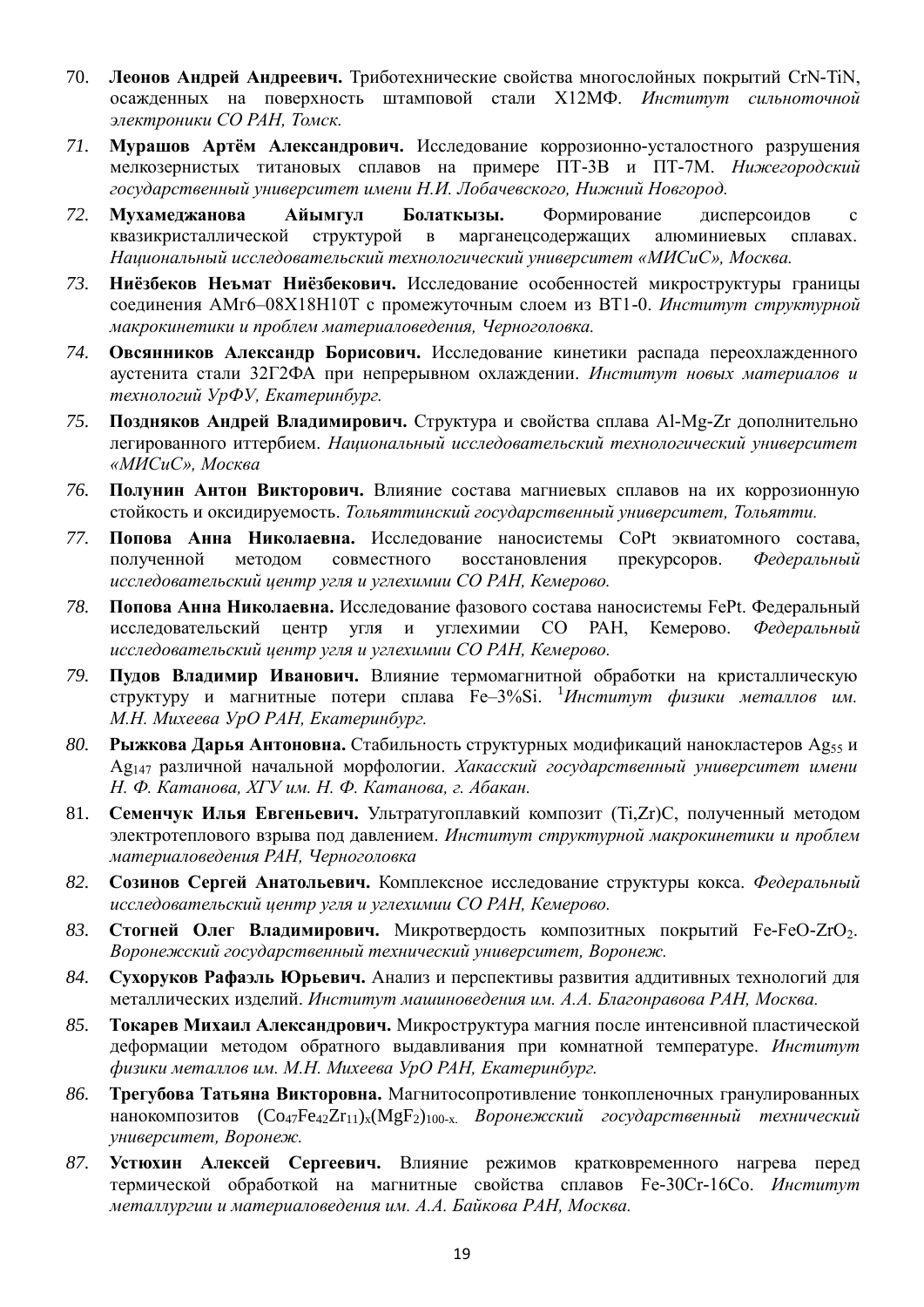70. **Леонов Андрей Андреевич.** Триботехнические свойства многослойных покрытий CrN-TiN, осажденных на поверхность штамповой стали Х12МФ. *Институт сильноточной электроники СО РАН, Томск.*

71. **Мурашов Артём Александрович.** Исследование коррозионно-усталостного разрушения мелкозернистых титановых сплавов на примере ПТ-3В и ПТ-7М. *Нижегородский государственный университет имени Н.И. Лобачевского, Нижний Новгород.*

72. **Мухамеджанова Айымгул Болаткызы.** Формирование дисперсоидов с квазикристаллической структурой в марганецсодержащих алюминиевых сплавах. *Национальный исследовательский технологический университет «МИСиС», Москва.*

73. **Ниёзбеков Неъмат Ниёзбекович.** Исследование особенностей микроструктуры границы соединения АМг6–08Х18Н10Т с промежуточным слоем из ВТ1-0. *Институт структурной макрокинетики и проблем материаловедения, Черноголовка.*

74. **Овсянников Александр Борисович.** Исследование кинетики распада переохлажденного аустенита стали 32Г2ФА при непрерывном охлаждении. *Институт новых материалов и технологий УрФУ, Екатеринбург.*

75. **Поздняков Андрей Владимирович.** Структура и свойства сплава Al-Mg-Zr дополнительно легированного иттербием. *Национальный исследовательский технологический университет «МИСиС», Москва*

76. **Полунин Антон Викторович.** Влияние состава магниевых сплавов на их коррозионную стойкость и оксидируемость. *Тольяттинский государственный университет, Тольятти.*

77. **Попова Анна Николаевна.** Исследование наносистемы CoPt эквиатомного состава, полученной методом совместного восстановления прекурсоров. *Федеральный исследовательский центр угля и углехимии СО РАН, Кемерово.*

78. **Попова Анна Николаевна.** Исследование фазового состава наносистемы FePt. Федеральный исследовательский центр угля и углехимии СО РАН, Кемерово. *Федеральный исследовательский центр угля и углехимии СО РАН, Кемерово.*

79. **Пудов Владимир Иванович.** Влияние термомагнитной обработки на кристаллическую структуру и магнитные потери сплава Fe–3%Si. [1]*Институт физики металлов им. М.Н. Михеева УрО РАН, Екатеринбург.*

80. **Рыжкова Дарья Антоновна.** Стабильность структурных модификаций нанокластеров $Ag_{55}$ и $Ag_{147}$ различной начальной морфологии. *Хакасский государственный университет имени Н. Ф. Катанова, ХГУ им. Н. Ф. Катанова, г. Абакан.*

81. **Семенчук Илья Евгеньевич.** Ультратугоплавкий композит (Ti,Zr)C, полученный методом электротеплового взрыва под давлением. *Институт структурной макрокинетики и проблем материаловедения РАН, Черноголовка*

82. **Созинов Сергей Анатольевич.** Комплексное исследование структуры кокса. *Федеральный исследовательский центр угля и углехимии СО РАН, Кемерово.*

83. **Стогней Олег Владимирович.** Микротвердость композитных покрытий Fe-FeO-$ZrO_2$. *Воронежский государственный технический университет, Воронеж.*

84. **Сухоруков Рафаэль Юрьевич.** Анализ и перспективы развития аддитивных технологий для металлических изделий. *Институт машиноведения им. А.А. Благонравова РАН, Москва.*

85. **Токарев Михаил Александрович.** Микроструктура магния после интенсивной пластической деформации методом обратного выдавливания при комнатной температуре. *Институт физики металлов им. М.Н. Михеева УрО РАН, Екатеринбург.*

86. **Трегубова Татьяна Викторовна.** Магнитосопротивление тонкопленочных гранулированных нанокомпозитов $(Co_{47}Fe_{42}Zr_{11})_x(MgF_2)_{100-x}$. *Воронежский государственный технический университет, Воронеж.*

87. **Устюхин Алексей Сергеевич.** Влияние режимов кратковременного нагрева перед термической обработкой на магнитные свойства сплавов Fe-30Cr-16Co. *Институт металлургии и материаловедения им. А.А. Байкова РАН, Москва.*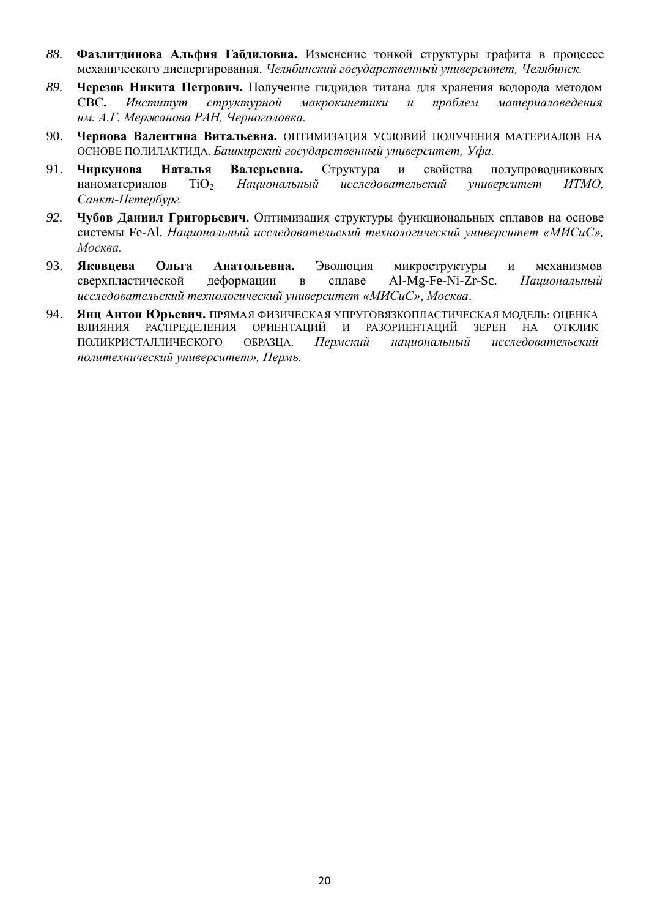88. **Фазлитдинова Альфия Габдиловна.** Изменение тонкой структуры графита в процессе механического диспергирования. *Челябинский государственный университет, Челябинск.*

89. **Черезов Никита Петрович.** Получение гидридов титана для хранения водорода методом СВС**.** *Институт структурной макрокинетики и проблем материаловедения им. А.Г. Мержанова РАН, Черноголовка.*

90. **Чернова Валентина Витальевна.** ОПТИМИЗАЦИЯ УСЛОВИЙ ПОЛУЧЕНИЯ МАТЕРИАЛОВ НА ОСНОВЕ ПОЛИЛАКТИДА. *Башкирский государственный университет, Уфа.*

91. **Чиркунова Наталья Валерьевна.** Структура и свойства полупроводниковых наноматериалов $TiO_2$. *Национальный исследовательский университет ИТМО, Санкт-Петербург.*

92. **Чубов Даниил Григорьевич.** Оптимизация структуры функциональных сплавов на основе системы Fe-Al. *Национальный исследовательский технологический университет «МИСиС», Москва.*

93. **Яковцева Ольга Анатольевна.** Эволюция микроструктуры и механизмов сверхпластической деформации в сплаве Al-Mg-Fe-Ni-Zr-Sc. *Национальный исследовательский технологический университет «МИСиС», Москва*.

94. **Янц Антон Юрьевич.** ПРЯМАЯ ФИЗИЧЕСКАЯ УПРУГОВЯЗКОПЛАСТИЧЕСКАЯ МОДЕЛЬ: ОЦЕНКА ВЛИЯНИЯ РАСПРЕДЕЛЕНИЯ ОРИЕНТАЦИЙ И РАЗОРИЕНТАЦИЙ ЗЕРЕН НА ОТКЛИК ПОЛИКРИСТАЛЛИЧЕСКОГО ОБРАЗЦА. *Пермский национальный исследовательский политехнический университет», Пермь.*